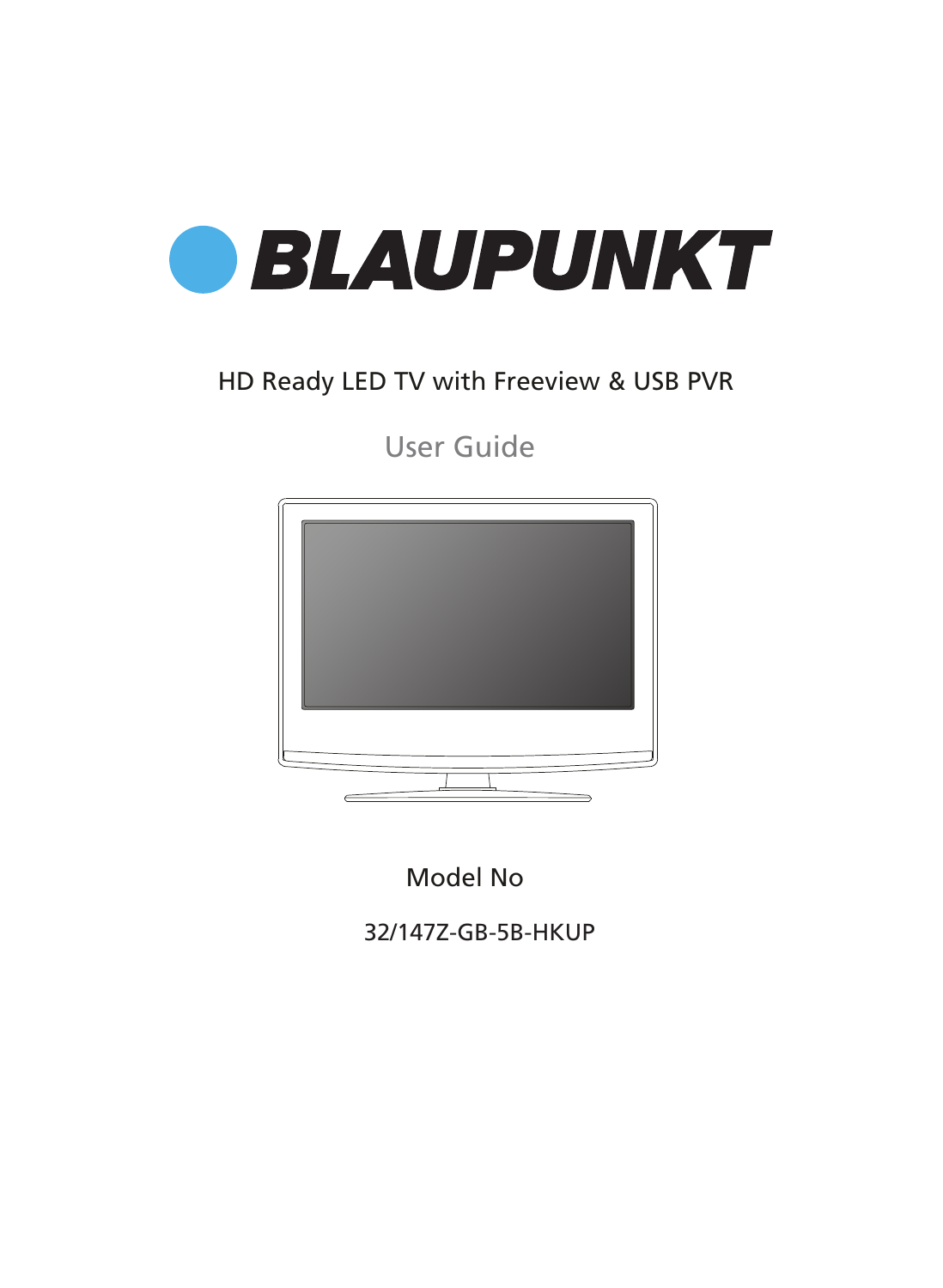# BLAUPUNKT

HD Ready LED TV with Freeview & USB PVR

## User Guide

Model No

32/147Z-GB-5B-HKUP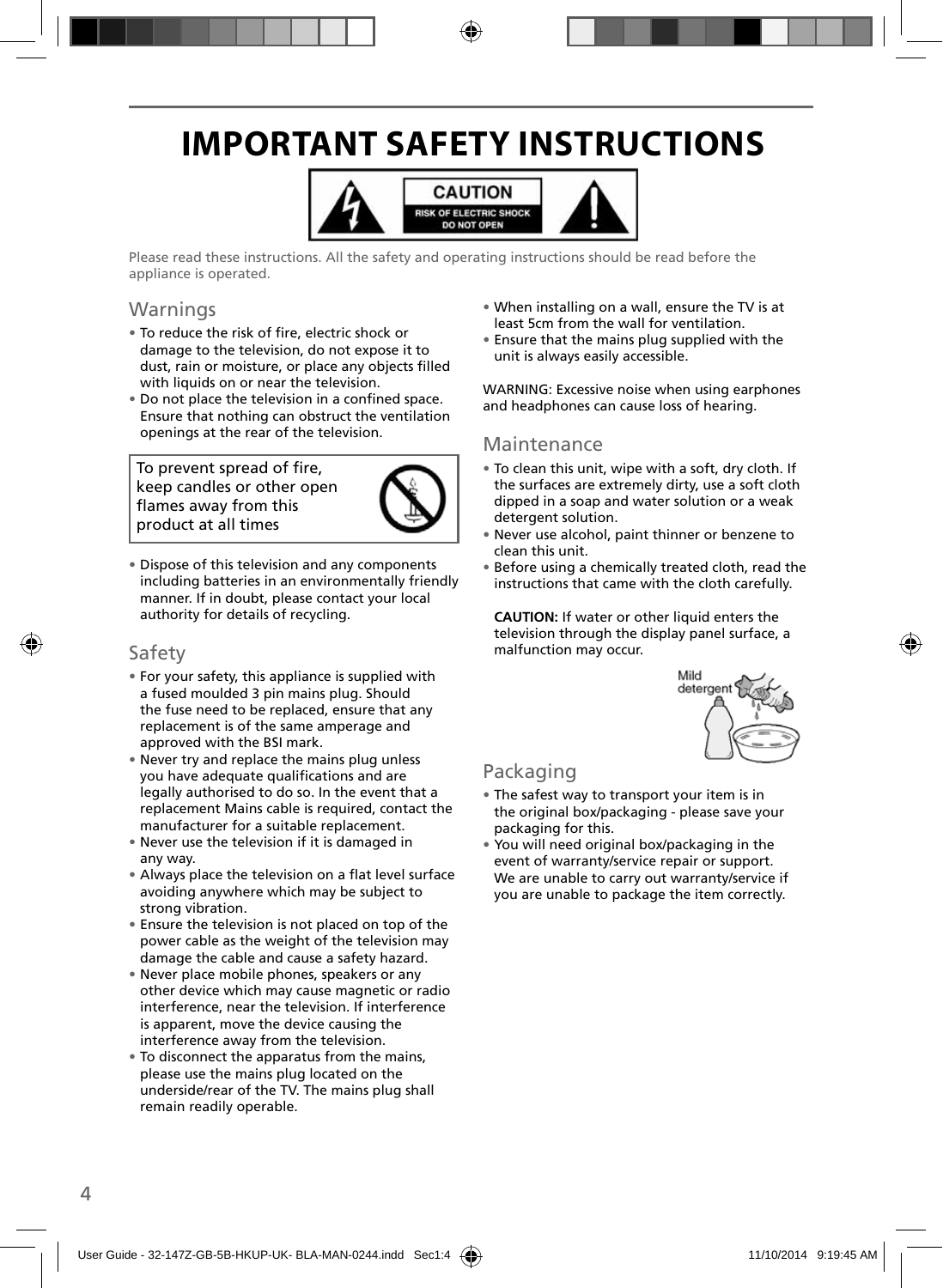# IMPORTANT SAFETY INSTRUCTIONS

CAUTION
RISK OF ELECTRIC SHOCK
DO NOT OPEN

Please read these instructions. All the safety and operating instructions should be read before the appliance is operated.

## Warnings

- To reduce the risk of fire, electric shock or damage to the television, do not expose it to dust, rain or moisture, or place any objects filled with liquids on or near the television.
- Do not place the television in a confined space. Ensure that nothing can obstruct the ventilation openings at the rear of the television.

To prevent spread of fire, keep candles or other open flames away from this product at all times

- Dispose of this television and any components including batteries in an environmentally friendly manner. If in doubt, please contact your local authority for details of recycling.

## Safety

- For your safety, this appliance is supplied with a fused moulded 3 pin mains plug. Should the fuse need to be replaced, ensure that any replacement is of the same amperage and approved with the BSI mark.
- Never try and replace the mains plug unless you have adequate qualifications and are legally authorised to do so. In the event that a replacement Mains cable is required, contact the manufacturer for a suitable replacement.
- Never use the television if it is damaged in any way.
- Always place the television on a flat level surface avoiding anywhere which may be subject to strong vibration.
- Ensure the television is not placed on top of the power cable as the weight of the television may damage the cable and cause a safety hazard.
- Never place mobile phones, speakers or any other device which may cause magnetic or radio interference, near the television. If interference is apparent, move the device causing the interference away from the television.
- To disconnect the apparatus from the mains, please use the mains plug located on the underside/rear of the TV. The mains plug shall remain readily operable.
- When installing on a wall, ensure the TV is at least 5cm from the wall for ventilation.
- Ensure that the mains plug supplied with the unit is always easily accessible.

WARNING: Excessive noise when using earphones and headphones can cause loss of hearing.

## Maintenance

- To clean this unit, wipe with a soft, dry cloth. If the surfaces are extremely dirty, use a soft cloth dipped in a soap and water solution or a weak detergent solution.
- Never use alcohol, paint thinner or benzene to clean this unit.
- Before using a chemically treated cloth, read the instructions that came with the cloth carefully.

**CAUTION:** If water or other liquid enters the television through the display panel surface, a malfunction may occur.

Mild detergent

## Packaging

- The safest way to transport your item is in the original box/packaging - please save your packaging for this.
- You will need original box/packaging in the event of warranty/service repair or support. We are unable to carry out warranty/service if you are unable to package the item correctly.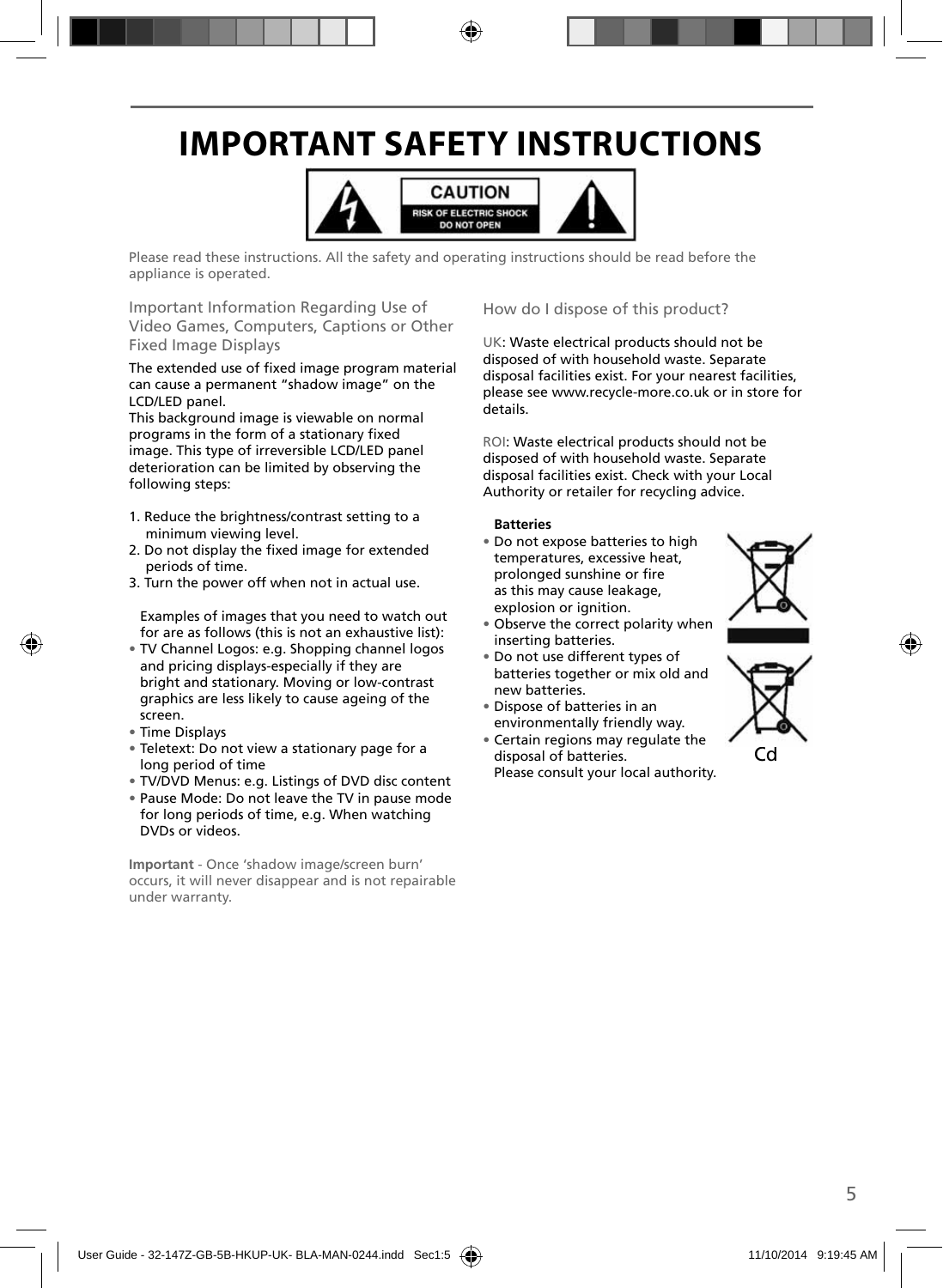# IMPORTANT SAFETY INSTRUCTIONS

CAUTION
RISK OF ELECTRIC SHOCK
DO NOT OPEN

Please read these instructions. All the safety and operating instructions should be read before the appliance is operated.

## Important Information Regarding Use of Video Games, Computers, Captions or Other Fixed Image Displays

The extended use of fixed image program material can cause a permanent "shadow image" on the LCD/LED panel.
This background image is viewable on normal programs in the form of a stationary fixed image. This type of irreversible LCD/LED panel deterioration can be limited by observing the following steps:

1. Reduce the brightness/contrast setting to a minimum viewing level.
2. Do not display the fixed image for extended periods of time.
3. Turn the power off when not in actual use.

Examples of images that you need to watch out for are as follows (this is not an exhaustive list):

- TV Channel Logos: e.g. Shopping channel logos and pricing displays-especially if they are bright and stationary. Moving or low-contrast graphics are less likely to cause ageing of the screen.
- Time Displays
- Teletext: Do not view a stationary page for a long period of time
- TV/DVD Menus: e.g. Listings of DVD disc content
- Pause Mode: Do not leave the TV in pause mode for long periods of time, e.g. When watching DVDs or videos.

**Important** - Once 'shadow image/screen burn' occurs, it will never disappear and is not repairable under warranty.

## How do I dispose of this product?

UK: Waste electrical products should not be disposed of with household waste. Separate disposal facilities exist. For your nearest facilities, please see www.recycle-more.co.uk or in store for details.

ROI: Waste electrical products should not be disposed of with household waste. Separate disposal facilities exist. Check with your Local Authority or retailer for recycling advice.

**Batteries**

- Do not expose batteries to high temperatures, excessive heat, prolonged sunshine or fire as this may cause leakage, explosion or ignition.
- Observe the correct polarity when inserting batteries.
- Do not use different types of batteries together or mix old and new batteries.
- Dispose of batteries in an environmentally friendly way.
- Certain regions may regulate the disposal of batteries.
  Please consult your local authority.

Cd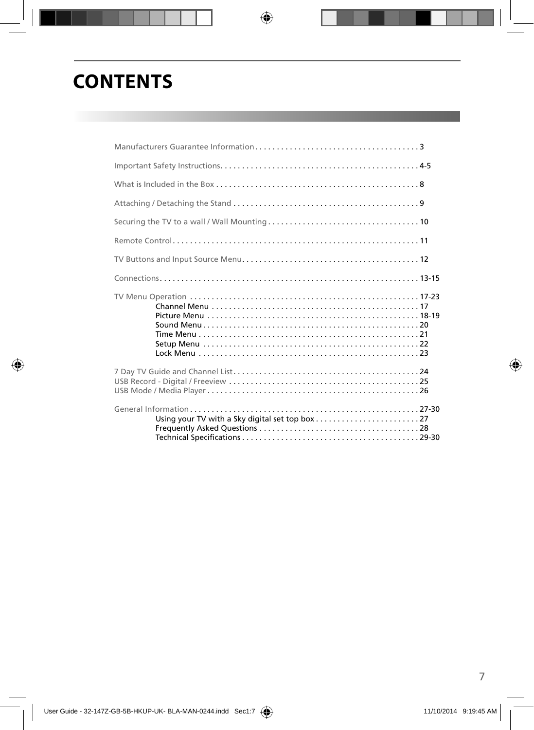# CONTENTS

Manufacturers Guarantee Information . . . . . . . . . . . . . . . . . . . . . . . . . . . . . . . . . . . . . . 3

Important Safety Instructions. . . . . . . . . . . . . . . . . . . . . . . . . . . . . . . . . . . . . . . . . . . . . 4-5

What is Included in the Box . . . . . . . . . . . . . . . . . . . . . . . . . . . . . . . . . . . . . . . . . . . . . . . 8

Attaching / Detaching the Stand . . . . . . . . . . . . . . . . . . . . . . . . . . . . . . . . . . . . . . . . . . . 9

Securing the TV to a wall / Wall Mounting . . . . . . . . . . . . . . . . . . . . . . . . . . . . . . . . . . . 10

Remote Control. . . . . . . . . . . . . . . . . . . . . . . . . . . . . . . . . . . . . . . . . . . . . . . . . . . . . . . . . 11

TV Buttons and Input Source Menu. . . . . . . . . . . . . . . . . . . . . . . . . . . . . . . . . . . . . . . . . 12

Connections. . . . . . . . . . . . . . . . . . . . . . . . . . . . . . . . . . . . . . . . . . . . . . . . . . . . . . . . . . . . 13-15

TV Menu Operation . . . . . . . . . . . . . . . . . . . . . . . . . . . . . . . . . . . . . . . . . . . . . . . . . . . . . 17-23
- Channel Menu . . . . . . . . . . . . . . . . . . . . . . . . . . . . . . . . . . . . . . . . . . . . . . . . 17
- Picture Menu . . . . . . . . . . . . . . . . . . . . . . . . . . . . . . . . . . . . . . . . . . . . . . . . . 18-19
- Sound Menu . . . . . . . . . . . . . . . . . . . . . . . . . . . . . . . . . . . . . . . . . . . . . . . . . . 20
- Time Menu . . . . . . . . . . . . . . . . . . . . . . . . . . . . . . . . . . . . . . . . . . . . . . . . . . . 21
- Setup Menu . . . . . . . . . . . . . . . . . . . . . . . . . . . . . . . . . . . . . . . . . . . . . . . . . . 22
- Lock Menu . . . . . . . . . . . . . . . . . . . . . . . . . . . . . . . . . . . . . . . . . . . . . . . . . . . 23

7 Day TV Guide and Channel List. . . . . . . . . . . . . . . . . . . . . . . . . . . . . . . . . . . . . . . . . . . 24
USB Record - Digital / Freeview . . . . . . . . . . . . . . . . . . . . . . . . . . . . . . . . . . . . . . . . . . . . 25
USB Mode / Media Player . . . . . . . . . . . . . . . . . . . . . . . . . . . . . . . . . . . . . . . . . . . . . . . . . 26

General Information . . . . . . . . . . . . . . . . . . . . . . . . . . . . . . . . . . . . . . . . . . . . . . . . . . . . . 27-30
- Using your TV with a Sky digital set top box . . . . . . . . . . . . . . . . . . . . . . . . 27
- Frequently Asked Questions . . . . . . . . . . . . . . . . . . . . . . . . . . . . . . . . . . . . . 28
- Technical Specifications . . . . . . . . . . . . . . . . . . . . . . . . . . . . . . . . . . . . . . . . . 29-30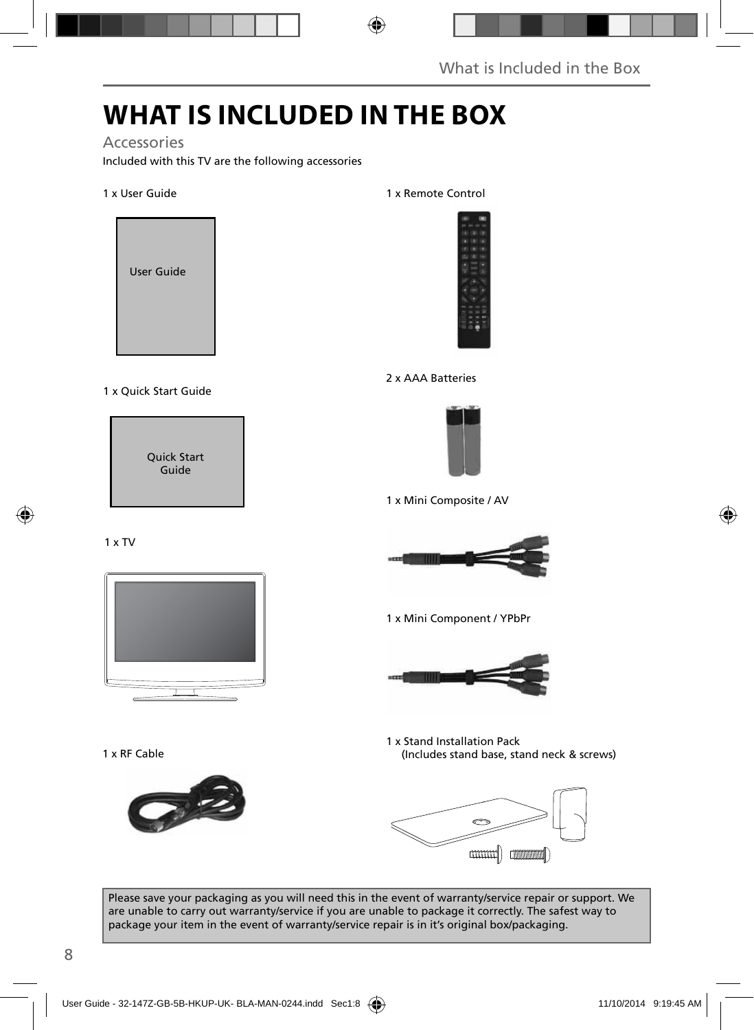# WHAT IS INCLUDED IN THE BOX

## Accessories

Included with this TV are the following accessories

1 x User Guide

User Guide

1 x Quick Start Guide

Quick Start Guide

1 x TV

1 x RF Cable

1 x Remote Control

2 x AAA Batteries

1 x Mini Composite / AV

1 x Mini Component / YPbPr

1 x Stand Installation Pack
(Includes stand base, stand neck & screws)

Please save your packaging as you will need this in the event of warranty/service repair or support. We are unable to carry out warranty/service if you are unable to package it correctly. The safest way to package your item in the event of warranty/service repair is in it's original box/packaging.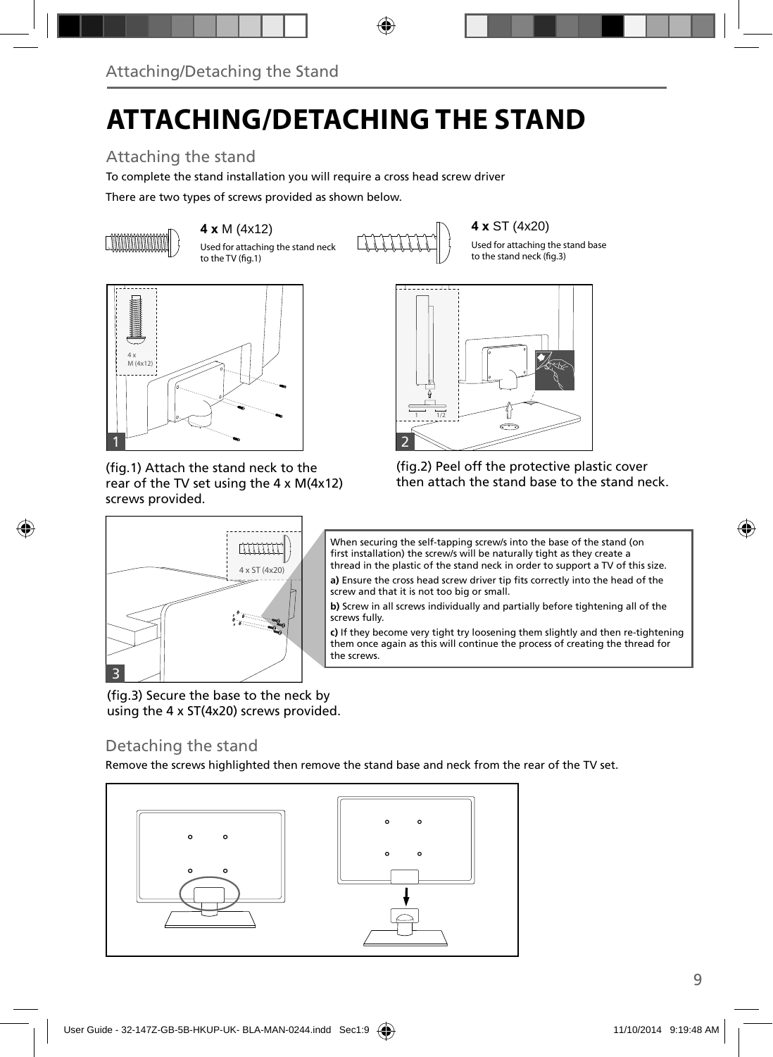# ATTACHING/DETACHING THE STAND

## Attaching the stand

To complete the stand installation you will require a cross head screw driver

There are two types of screws provided as shown below.

**4 x** M (4x12)

Used for attaching the stand neck to the TV (fig.1)

**4 x** ST (4x20)

Used for attaching the stand base to the stand neck (fig.3)

4 x M (4x12)

(fig.1) Attach the stand neck to the rear of the TV set using the 4 x M(4x12) screws provided.

(fig.2) Peel off the protective plastic cover then attach the stand base to the stand neck.

4 x ST (4x20)

When securing the self-tapping screw/s into the base of the stand (on first installation) the screw/s will be naturally tight as they create a thread in the plastic of the stand neck in order to support a TV of this size.

**a)** Ensure the cross head screw driver tip fits correctly into the head of the screw and that it is not too big or small.

**b)** Screw in all screws individually and partially before tightening all of the screws fully.

**c)** If they become very tight try loosening them slightly and then re-tightening them once again as this will continue the process of creating the thread for the screws.

(fig.3) Secure the base to the neck by using the 4 x ST(4x20) screws provided.

## Detaching the stand

Remove the screws highlighted then remove the stand base and neck from the rear of the TV set.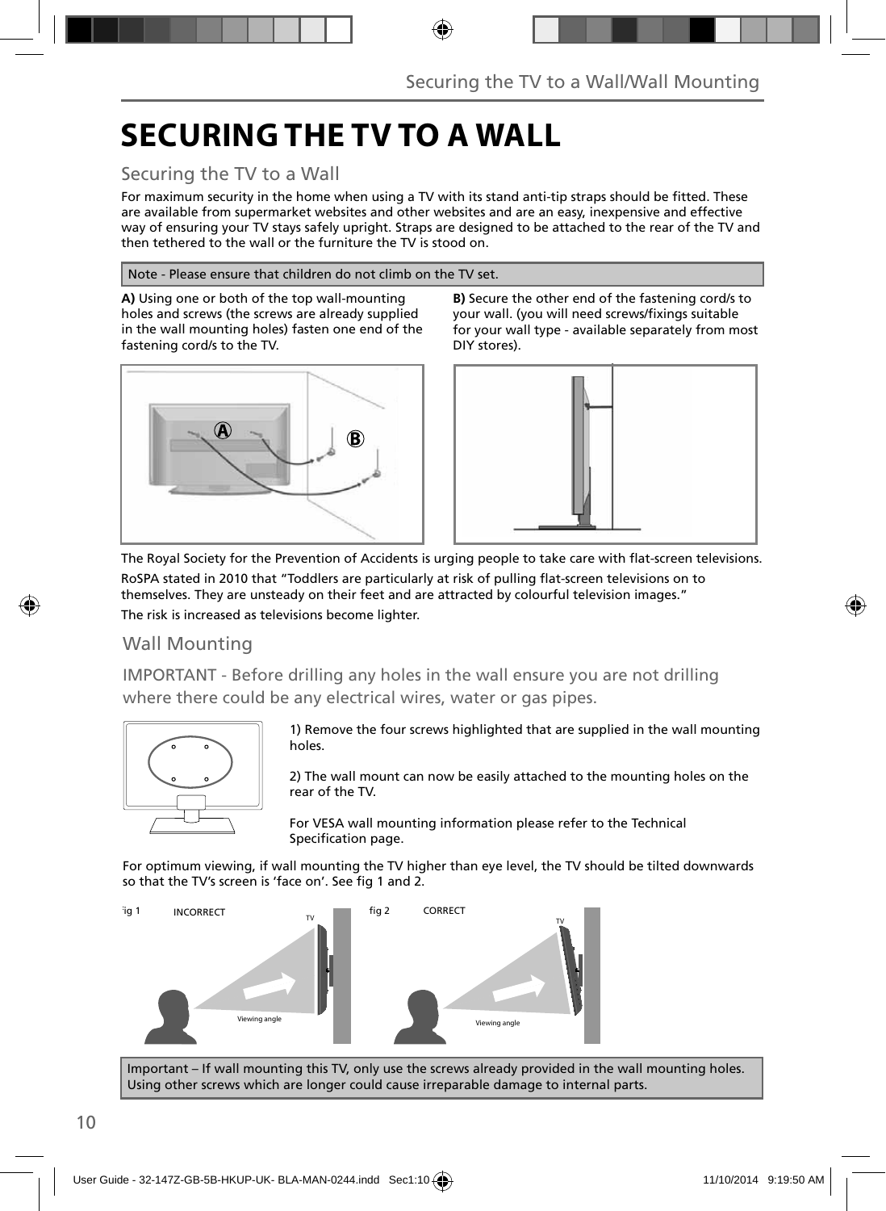# SECURING THE TV TO A WALL

## Securing the TV to a Wall

For maximum security in the home when using a TV with its stand anti-tip straps should be fitted. These are available from supermarket websites and other websites and are an easy, inexpensive and effective way of ensuring your TV stays safely upright. Straps are designed to be attached to the rear of the TV and then tethered to the wall or the furniture the TV is stood on.

Note - Please ensure that children do not climb on the TV set.

**A)** Using one or both of the top wall-mounting holes and screws (the screws are already supplied in the wall mounting holes) fasten one end of the fastening cord/s to the TV.

**B)** Secure the other end of the fastening cord/s to your wall. (you will need screws/fixings suitable for your wall type - available separately from most DIY stores).

The Royal Society for the Prevention of Accidents is urging people to take care with flat-screen televisions.

RoSPA stated in 2010 that “Toddlers are particularly at risk of pulling flat-screen televisions on to themselves. They are unsteady on their feet and are attracted by colourful television images.”

The risk is increased as televisions become lighter.

## Wall Mounting

IMPORTANT - Before drilling any holes in the wall ensure you are not drilling where there could be any electrical wires, water or gas pipes.

1) Remove the four screws highlighted that are supplied in the wall mounting holes.

2) The wall mount can now be easily attached to the mounting holes on the rear of the TV.

For VESA wall mounting information please refer to the Technical Specification page.

For optimum viewing, if wall mounting the TV higher than eye level, the TV should be tilted downwards so that the TV’s screen is ‘face on’. See fig 1 and 2.

fig 1 INCORRECT

fig 2 CORRECT

Important – If wall mounting this TV, only use the screws already provided in the wall mounting holes. Using other screws which are longer could cause irreparable damage to internal parts.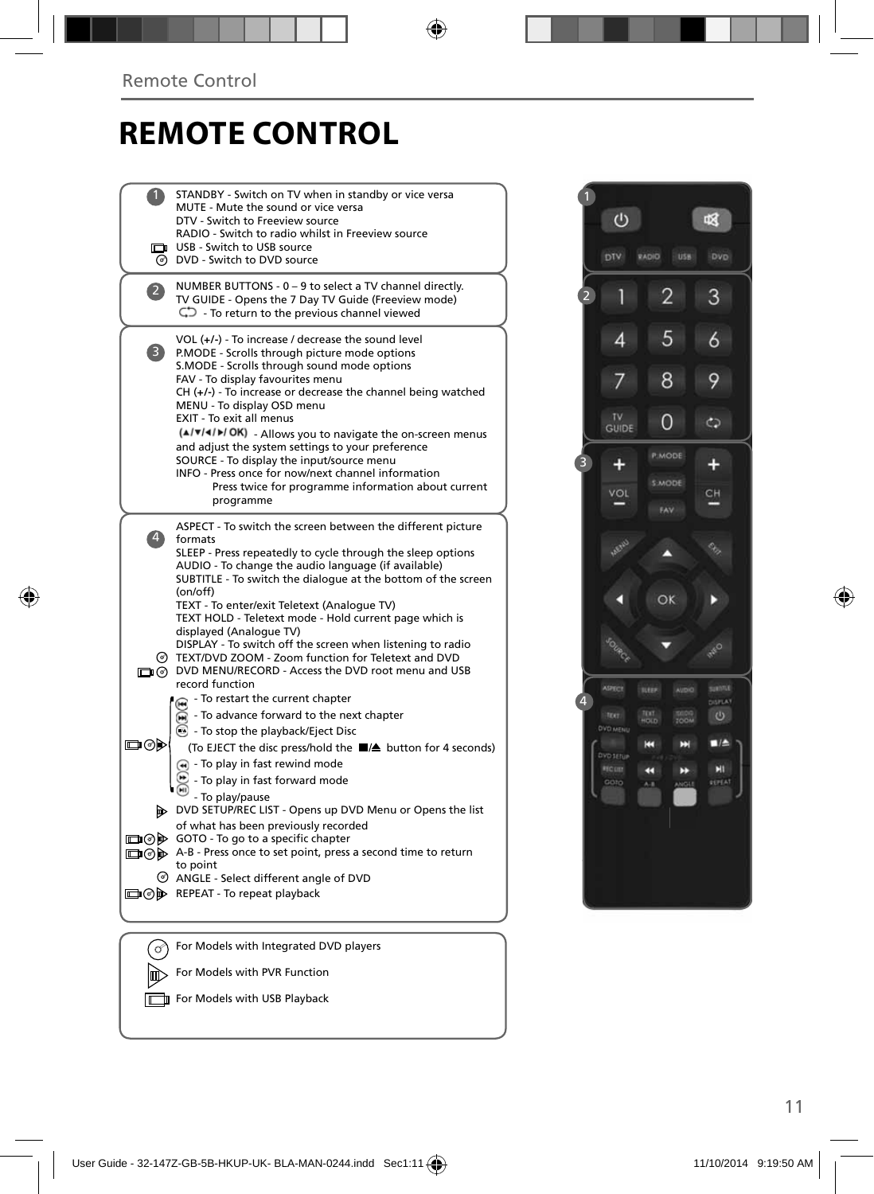Remote Control

# REMOTE CONTROL

**1**

STANDBY - Switch on TV when in standby or vice versa
MUTE - Mute the sound or vice versa
DTV - Switch to Freeview source
RADIO - Switch to radio whilst in Freeview source
USB - Switch to USB source
DVD - Switch to DVD source

**2**

NUMBER BUTTONS - 0 – 9 to select a TV channel directly.
TV GUIDE - Opens the 7 Day TV Guide (Freeview mode)
- To return to the previous channel viewed

**3**

VOL (+/-) - To increase / decrease the sound level
P.MODE - Scrolls through picture mode options
S.MODE - Scrolls through sound mode options
FAV - To display favourites menu
CH (+/-) - To increase or decrease the channel being watched
MENU - To display OSD menu
EXIT - To exit all menus
(▲/▼/◄/►/ OK) - Allows you to navigate the on-screen menus and adjust the system settings to your preference
SOURCE - To display the input/source menu
INFO - Press once for now/next channel information
Press twice for programme information about current programme

**4**

ASPECT - To switch the screen between the different picture formats
SLEEP - Press repeatedly to cycle through the sleep options
AUDIO - To change the audio language (if available)
SUBTITLE - To switch the dialogue at the bottom of the screen (on/off)
TEXT - To enter/exit Teletext (Analogue TV)
TEXT HOLD - Teletext mode - Hold current page which is displayed (Analogue TV)
DISPLAY - To switch off the screen when listening to radio
TEXT/DVD ZOOM - Zoom function for Teletext and DVD
DVD MENU/RECORD - Access the DVD root menu and USB record function
- To restart the current chapter
- To advance forward to the next chapter
- To stop the playback/Eject Disc
(To EJECT the disc press/hold the ■/⏏ button for 4 seconds)
- To play in fast rewind mode
- To play in fast forward mode
- To play/pause
DVD SETUP/REC LIST - Opens up DVD Menu or Opens the list of what has been previously recorded
GOTO - To go to a specific chapter
A-B - Press once to set point, press a second time to return to point
ANGLE - Select different angle of DVD
REPEAT - To repeat playback

For Models with Integrated DVD players
For Models with PVR Function
For Models with USB Playback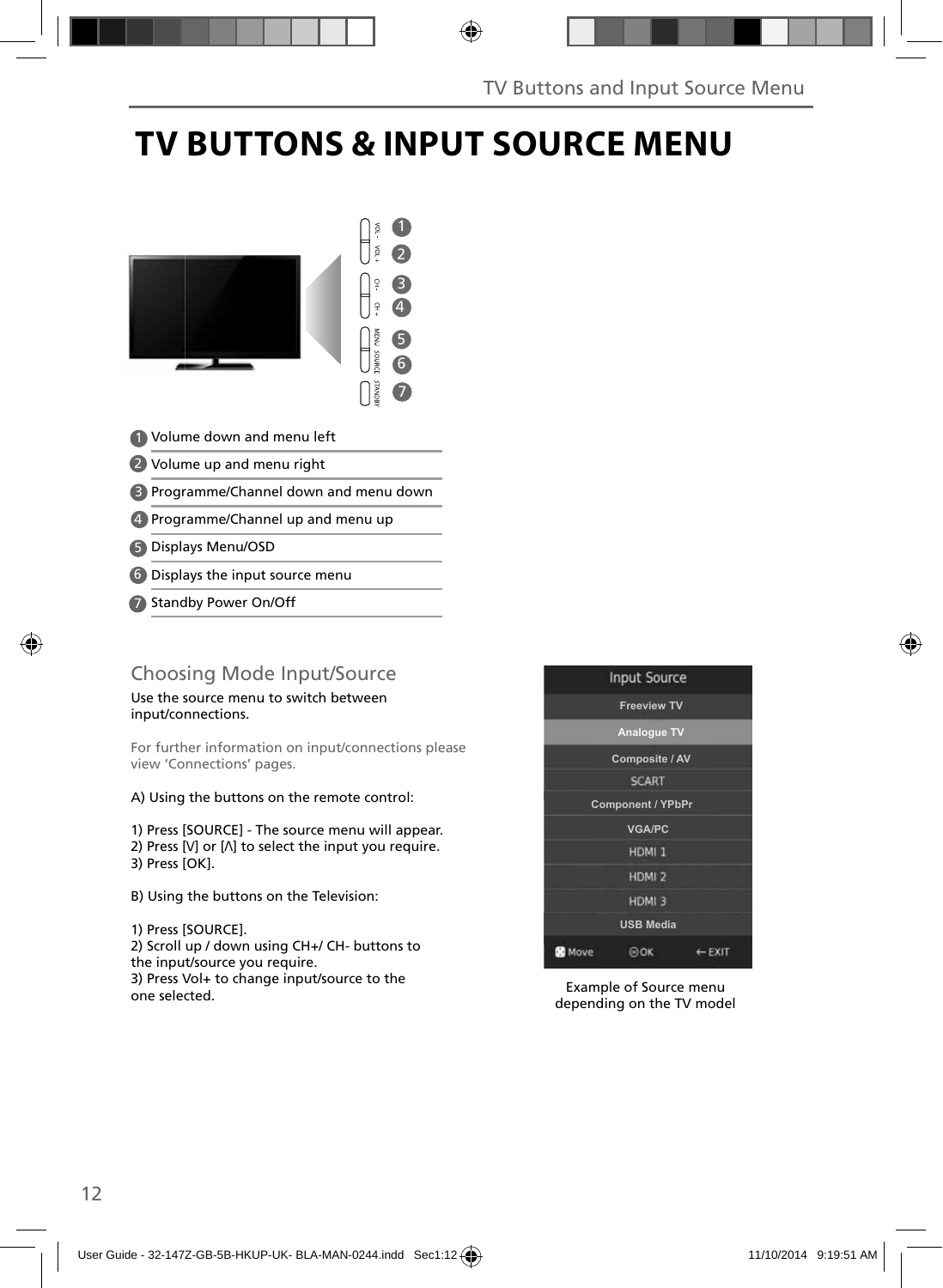# TV BUTTONS & INPUT SOURCE MENU

1. Volume down and menu left
2. Volume up and menu right
3. Programme/Channel down and menu down
4. Programme/Channel up and menu up
5. Displays Menu/OSD
6. Displays the input source menu
7. Standby Power On/Off

## Choosing Mode Input/Source

Use the source menu to switch between input/connections.

For further information on input/connections please view 'Connections' pages.

A) Using the buttons on the remote control:

1) Press [SOURCE] - The source menu will appear.
2) Press [V] or [Λ] to select the input you require.
3) Press [OK].

B) Using the buttons on the Television:

1) Press [SOURCE].
2) Scroll up / down using CH+/ CH- buttons to the input/source you require.
3) Press Vol+ to change input/source to the one selected.

Input Source
- Freeview TV
- Analogue TV
- Composite / AV
- SCART
- Component / YPbPr
- VGA/PC
- HDMI 1
- HDMI 2
- HDMI 3
- USB Media

Move OK ← EXIT

Example of Source menu depending on the TV model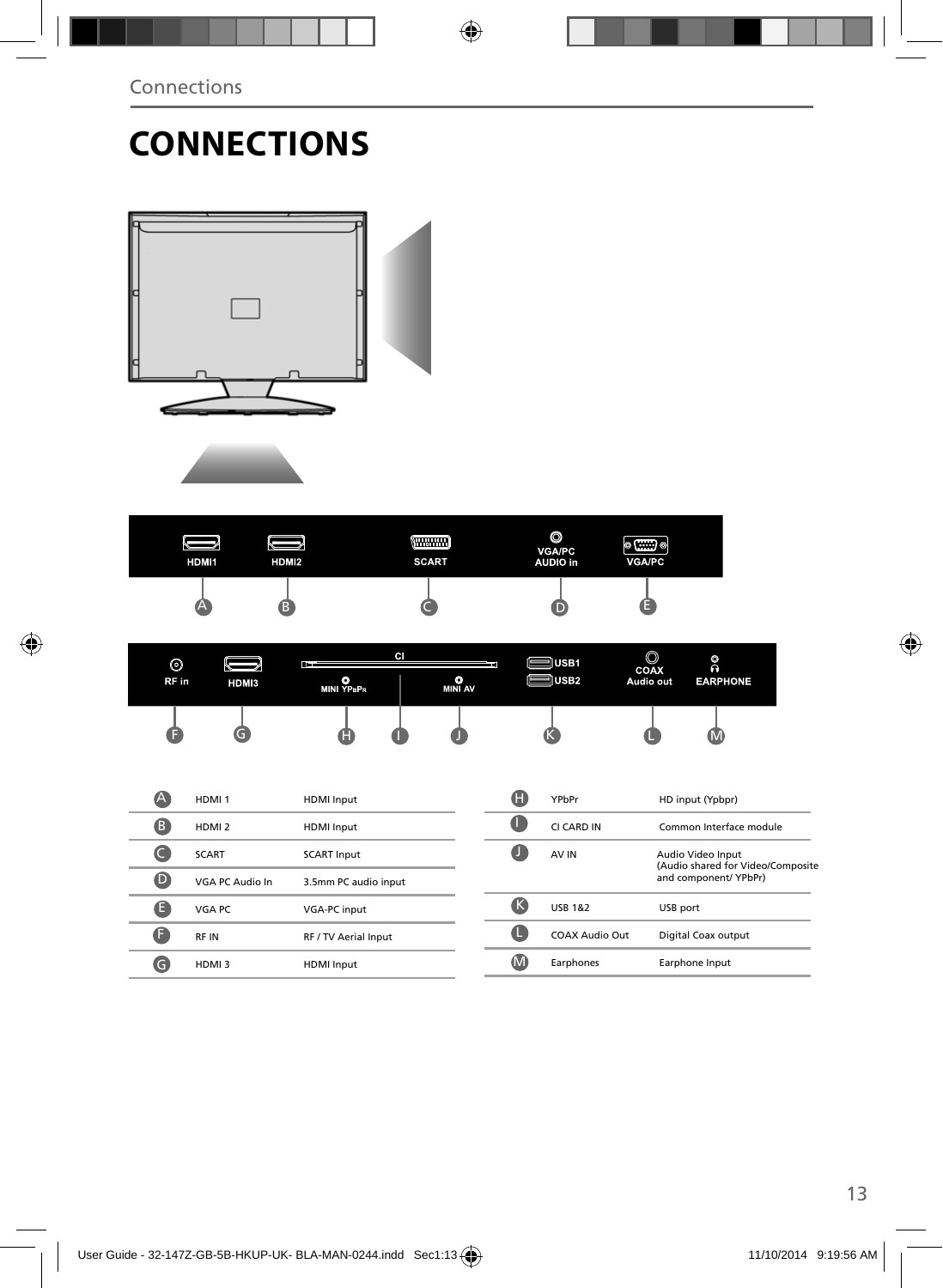# CONNECTIONS

| | | |
|---|---|---|
| A | HDMI 1 | HDMI Input |
| B | HDMI 2 | HDMI Input |
| C | SCART | SCART Input |
| D | VGA PC Audio In | 3.5mm PC audio input |
| E | VGA PC | VGA-PC input |
| F | RF IN | RF / TV Aerial Input |
| G | HDMI 3 | HDMI Input |
| H | YPbPr | HD input (Ypbpr) |
| I | CI CARD IN | Common Interface module |
| J | AV IN | Audio Video Input (Audio shared for Video/Composite and component/ YPbPr) |
| K | USB 1&2 | USB port |
| L | COAX Audio Out | Digital Coax output |
| M | Earphones | Earphone Input |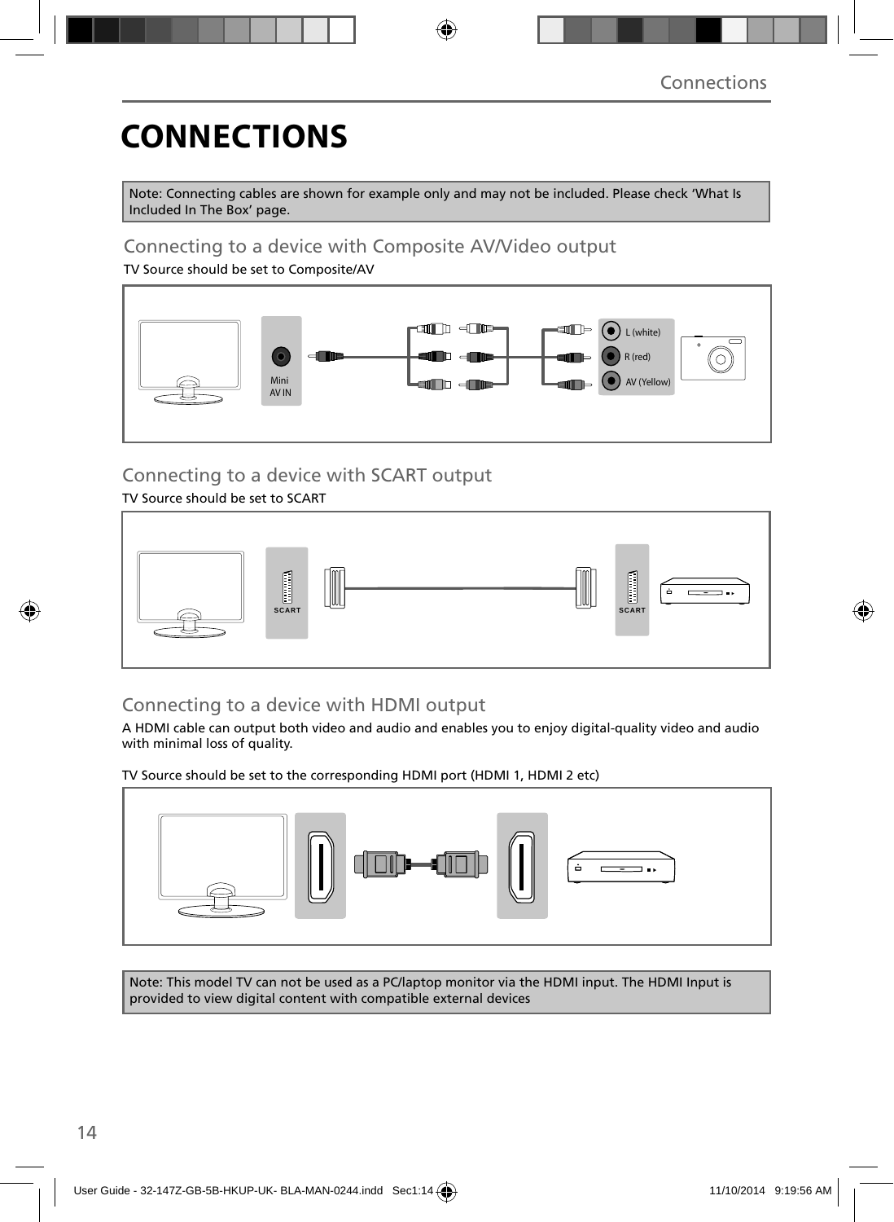# CONNECTIONS

Note: Connecting cables are shown for example only and may not be included. Please check 'What Is Included In The Box' page.

## Connecting to a device with Composite AV/Video output

TV Source should be set to Composite/AV

Mini AV IN

L (white)

R (red)

AV (Yellow)

## Connecting to a device with SCART output

TV Source should be set to SCART

SCART

SCART

## Connecting to a device with HDMI output

A HDMI cable can output both video and audio and enables you to enjoy digital-quality video and audio with minimal loss of quality.

TV Source should be set to the corresponding HDMI port (HDMI 1, HDMI 2 etc)

Note: This model TV can not be used as a PC/laptop monitor via the HDMI input. The HDMI Input is provided to view digital content with compatible external devices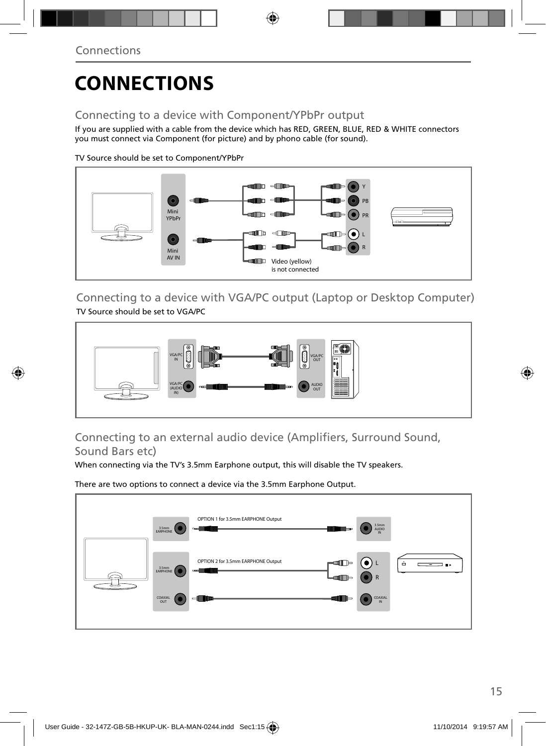# CONNECTIONS

## Connecting to a device with Component/YPbPr output

If you are supplied with a cable from the device which has RED, GREEN, BLUE, RED & WHITE connectors you must connect via Component (for picture) and by phono cable (for sound).

TV Source should be set to Component/YPbPr

Mini YPbPr

Mini AV IN

Y

PB

PR

L

R

Video (yellow) is not connected

## Connecting to a device with VGA/PC output (Laptop or Desktop Computer)

TV Source should be set to VGA/PC

VGA/PC IN

VGA/PC (AUDIO IN)

VGA/PC OUT

AUDIO OUT

## Connecting to an external audio device (Amplifiers, Surround Sound, Sound Bars etc)

When connecting via the TV's 3.5mm Earphone output, this will disable the TV speakers.

There are two options to connect a device via the 3.5mm Earphone Output.

3.5mm EARPHONE

OPTION 1 for 3.5mm EARPHONE Output

3.5mm AUDIO IN

3.5mm EARPHONE

OPTION 2 for 3.5mm EARPHONE Output

L

R

COAXIAL OUT

COAXIAL IN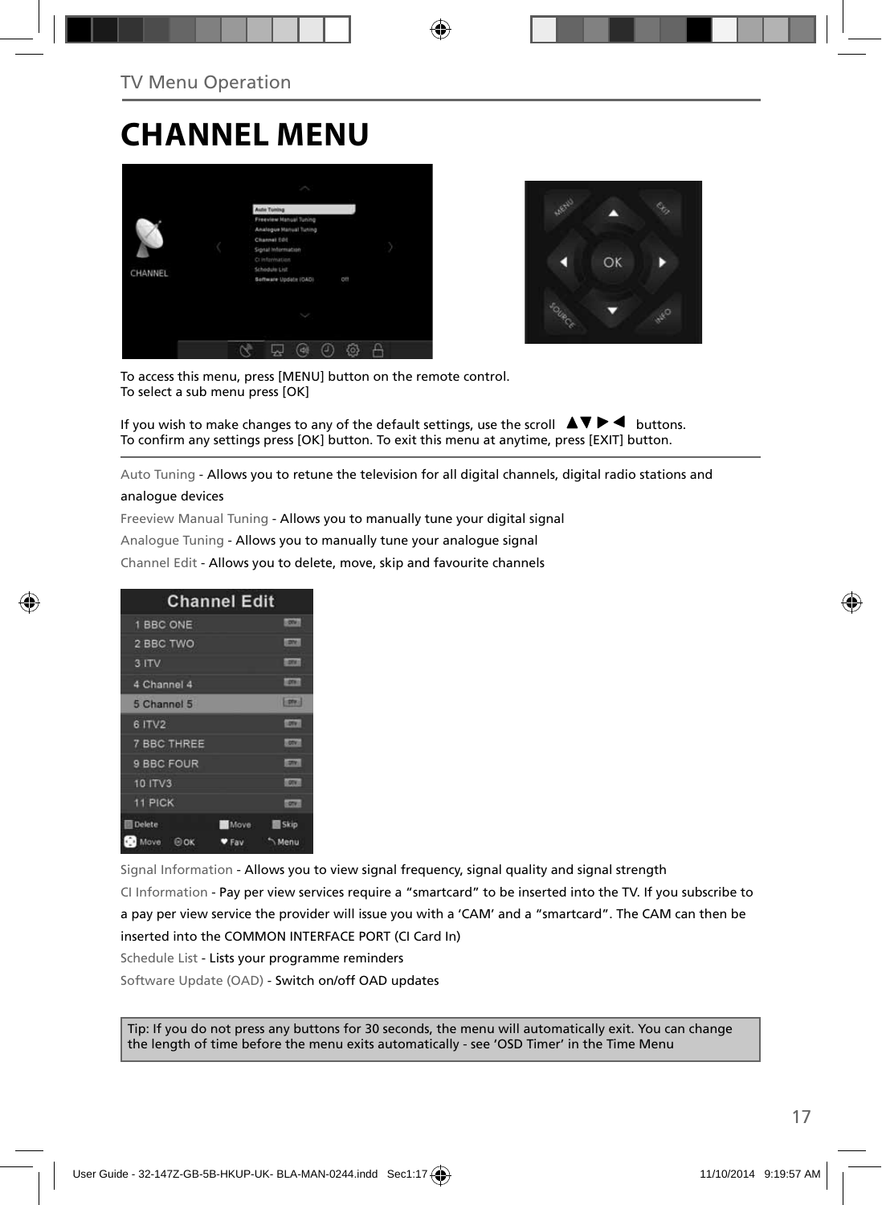TV Menu Operation

# CHANNEL MENU

To access this menu, press [MENU] button on the remote control.
To select a sub menu press [OK]

If you wish to make changes to any of the default settings, use the scroll ▲▼▶◀ buttons.
To confirm any settings press [OK] button. To exit this menu at anytime, press [EXIT] button.

Auto Tuning - Allows you to retune the television for all digital channels, digital radio stations and analogue devices

Freeview Manual Tuning - Allows you to manually tune your digital signal

Analogue Tuning - Allows you to manually tune your analogue signal

Channel Edit - Allows you to delete, move, skip and favourite channels

Signal Information - Allows you to view signal frequency, signal quality and signal strength

CI Information - Pay per view services require a "smartcard" to be inserted into the TV. If you subscribe to a pay per view service the provider will issue you with a 'CAM' and a "smartcard". The CAM can then be inserted into the COMMON INTERFACE PORT (CI Card In)

Schedule List - Lists your programme reminders

Software Update (OAD) - Switch on/off OAD updates

Tip: If you do not press any buttons for 30 seconds, the menu will automatically exit. You can change the length of time before the menu exits automatically - see 'OSD Timer' in the Time Menu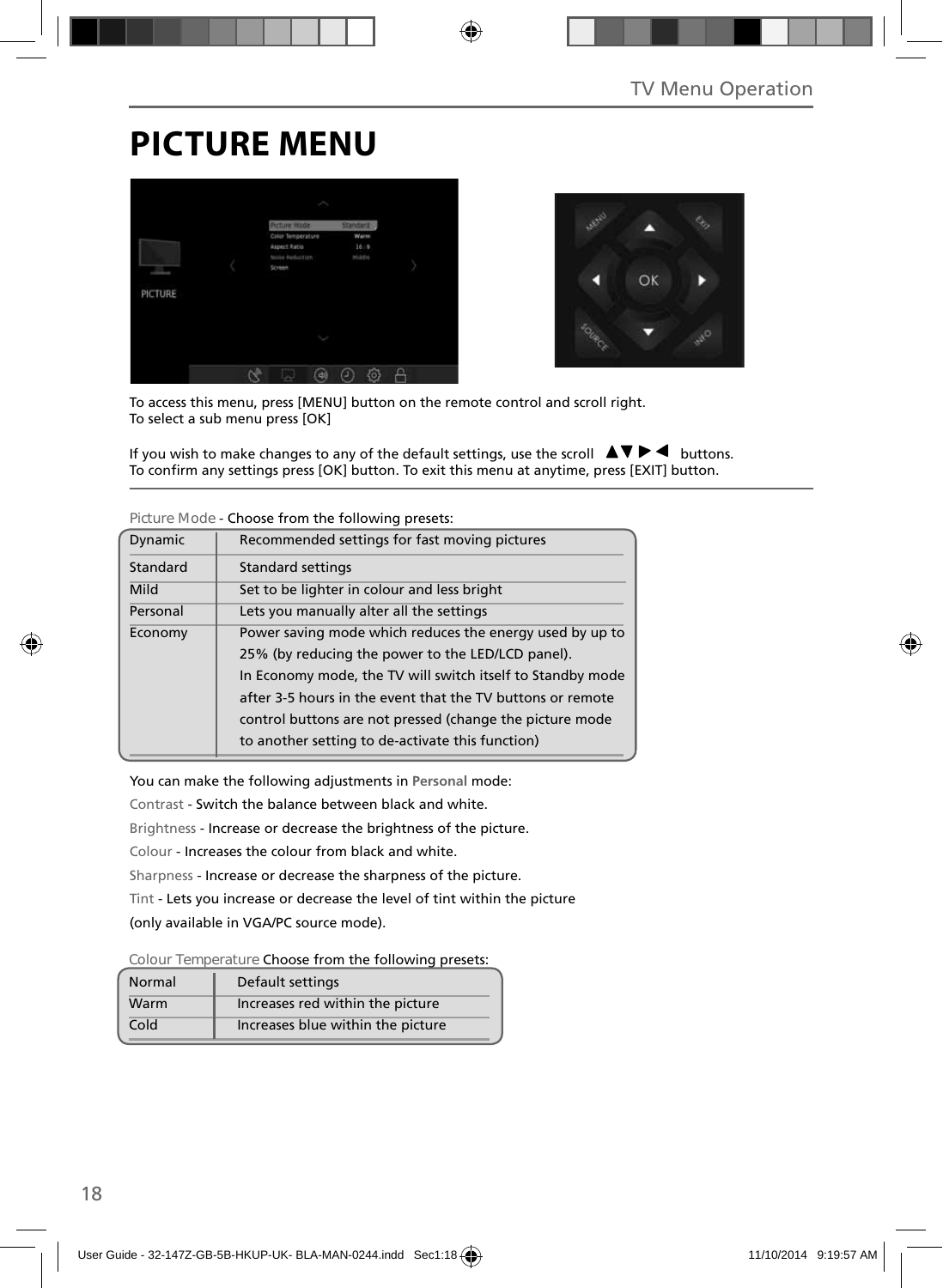# PICTURE MENU

To access this menu, press [MENU] button on the remote control and scroll right.
To select a sub menu press [OK]

If you wish to make changes to any of the default settings, use the scroll ▲▼▶◀ buttons.
To confirm any settings press [OK] button. To exit this menu at anytime, press [EXIT] button.

Picture Mode - Choose from the following presets:

| | |
|---|---|
| Dynamic | Recommended settings for fast moving pictures |
| Standard | Standard settings |
| Mild | Set to be lighter in colour and less bright |
| Personal | Lets you manually alter all the settings |
| Economy | Power saving mode which reduces the energy used by up to 25% (by reducing the power to the LED/LCD panel). In Economy mode, the TV will switch itself to Standby mode after 3-5 hours in the event that the TV buttons or remote control buttons are not pressed (change the picture mode to another setting to de-activate this function) |

You can make the following adjustments in **Personal** mode:

Contrast - Switch the balance between black and white.

Brightness - Increase or decrease the brightness of the picture.

Colour - Increases the colour from black and white.

Sharpness - Increase or decrease the sharpness of the picture.

Tint - Lets you increase or decrease the level of tint within the picture (only available in VGA/PC source mode).

Colour Temperature Choose from the following presets:

| | |
|---|---|
| Normal | Default settings |
| Warm | Increases red within the picture |
| Cold | Increases blue within the picture |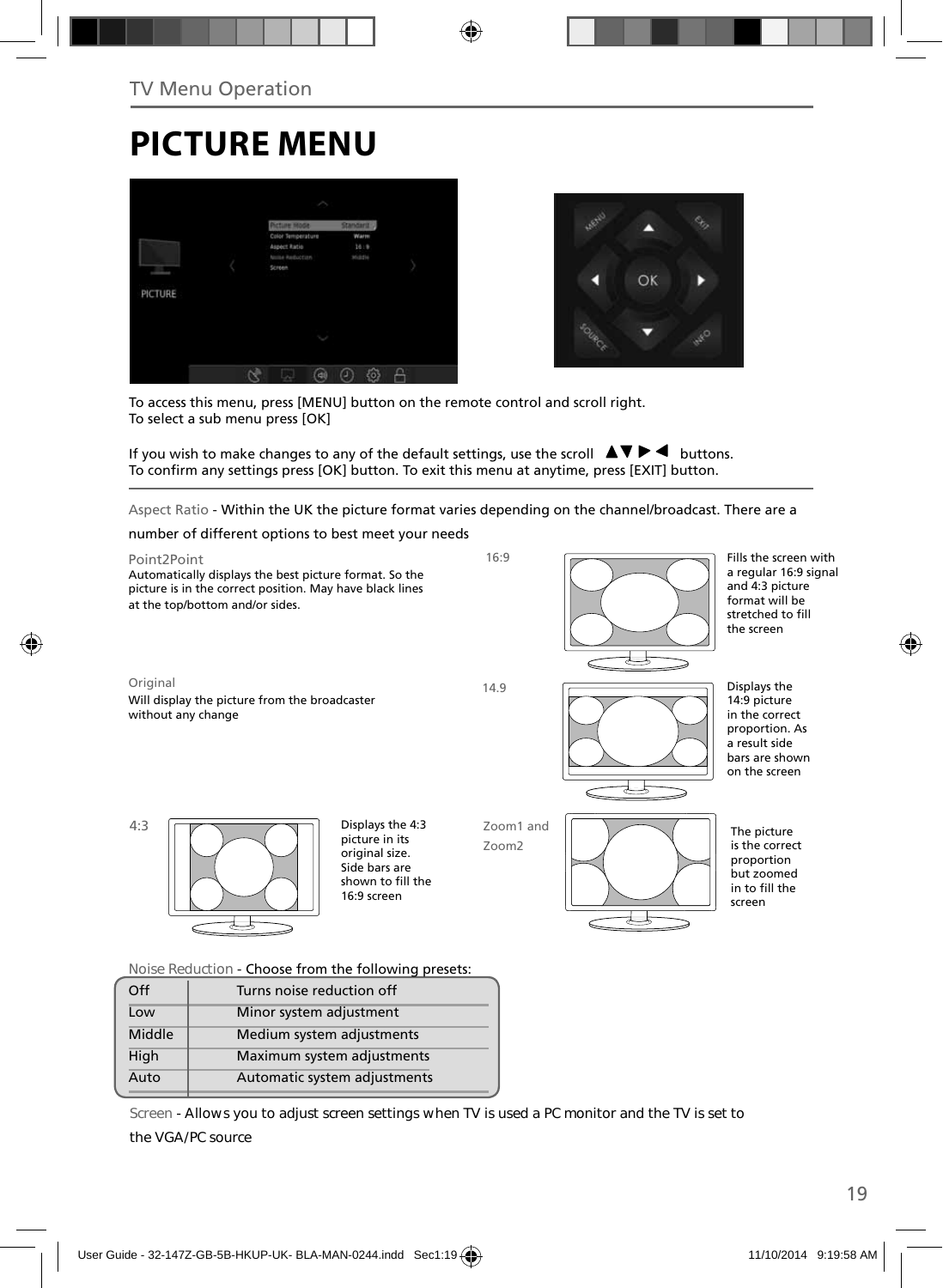TV Menu Operation

# PICTURE MENU

To access this menu, press [MENU] button on the remote control and scroll right.
To select a sub menu press [OK]

If you wish to make changes to any of the default settings, use the scroll ▲▼▶◀ buttons.
To confirm any settings press [OK] button. To exit this menu at anytime, press [EXIT] button.

Aspect Ratio - Within the UK the picture format varies depending on the channel/broadcast. There are a number of different options to best meet your needs

**Point2Point**
Automatically displays the best picture format. So the picture is in the correct position. May have black lines at the top/bottom and/or sides.

**Original**
Will display the picture from the broadcaster without any change

**4:3**
Displays the 4:3 picture in its original size. Side bars are shown to fill the 16:9 screen

**16:9**
Fills the screen with a regular 16:9 signal and 4:3 picture format will be stretched to fill the screen

**14.9**
Displays the 14:9 picture in the correct proportion. As a result side bars are shown on the screen

**Zoom1 and Zoom2**
The picture is the correct proportion but zoomed in to fill the screen

Noise Reduction - Choose from the following presets:

| Off | Turns noise reduction off |
|---|---|
| Low | Minor system adjustment |
| Middle | Medium system adjustments |
| High | Maximum system adjustments |
| Auto | Automatic system adjustments |

Screen - Allows you to adjust screen settings when TV is used a PC monitor and the TV is set to the VGA/PC source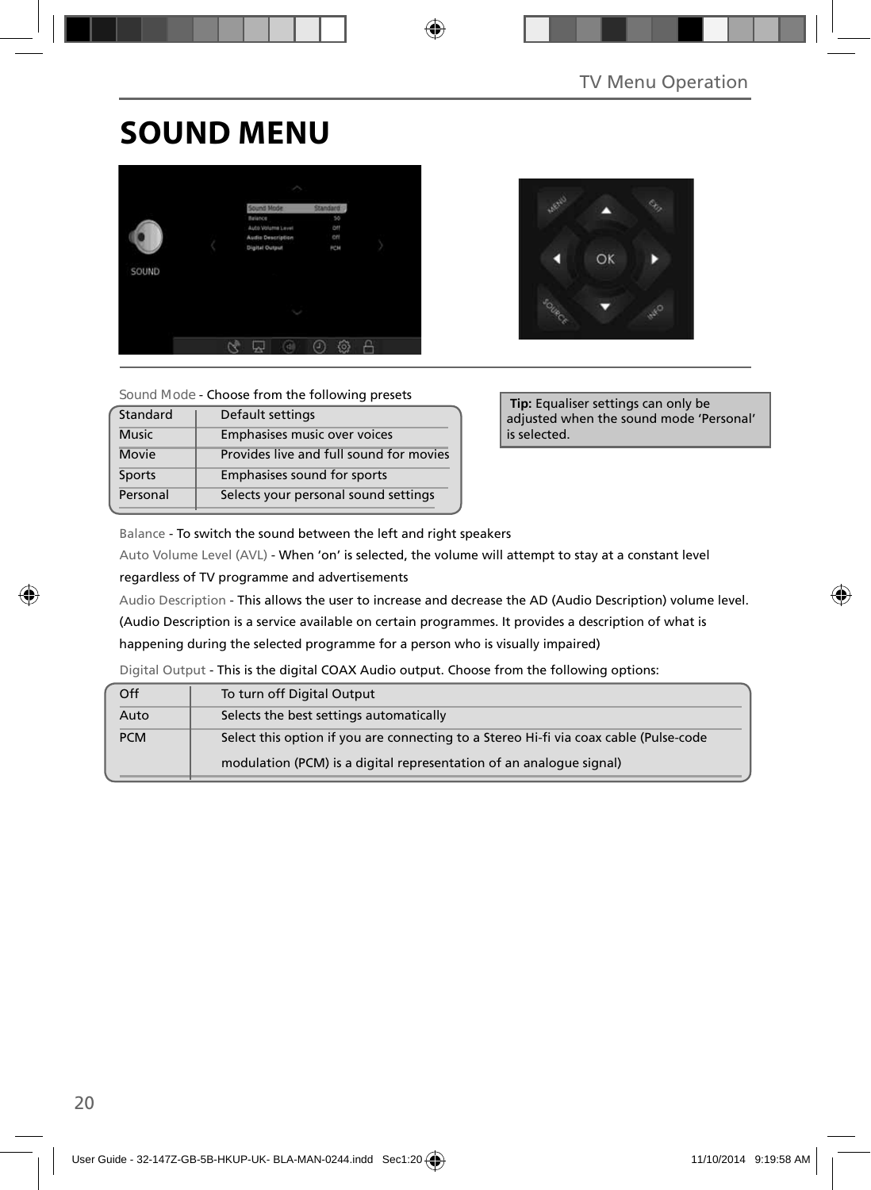# SOUND MENU

Sound Mode - Choose from the following presets

| | |
|---|---|
| Standard | Default settings |
| Music | Emphasises music over voices |
| Movie | Provides live and full sound for movies |
| Sports | Emphasises sound for sports |
| Personal | Selects your personal sound settings |

**Tip:** Equaliser settings can only be adjusted when the sound mode 'Personal' is selected.

Balance - To switch the sound between the left and right speakers

Auto Volume Level (AVL) - When 'on' is selected, the volume will attempt to stay at a constant level regardless of TV programme and advertisements

Audio Description - This allows the user to increase and decrease the AD (Audio Description) volume level. (Audio Description is a service available on certain programmes. It provides a description of what is happening during the selected programme for a person who is visually impaired)

Digital Output - This is the digital COAX Audio output. Choose from the following options:

| | |
|---|---|
| Off | To turn off Digital Output |
| Auto | Selects the best settings automatically |
| PCM | Select this option if you are connecting to a Stereo Hi-fi via coax cable (Pulse-code modulation (PCM) is a digital representation of an analogue signal) |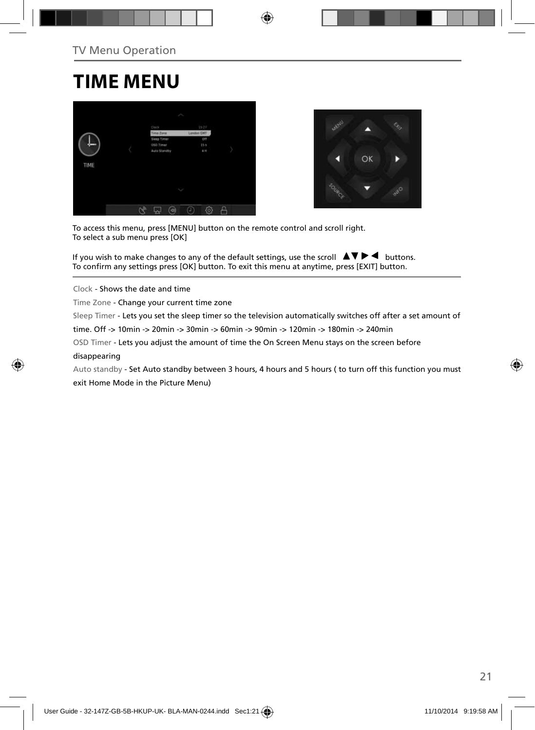TV Menu Operation

# TIME MENU

To access this menu, press [MENU] button on the remote control and scroll right.
To select a sub menu press [OK]

If you wish to make changes to any of the default settings, use the scroll ▲▼ ▶ ◀ buttons.
To confirm any settings press [OK] button. To exit this menu at anytime, press [EXIT] button.

---

Clock - Shows the date and time

Time Zone - Change your current time zone

Sleep Timer - Lets you set the sleep timer so the television automatically switches off after a set amount of time. Off -> 10min -> 20min -> 30min -> 60min -> 90min -> 120min -> 180min -> 240min

OSD Timer - Lets you adjust the amount of time the On Screen Menu stays on the screen before disappearing

Auto standby - Set Auto standby between 3 hours, 4 hours and 5 hours ( to turn off this function you must exit Home Mode in the Picture Menu)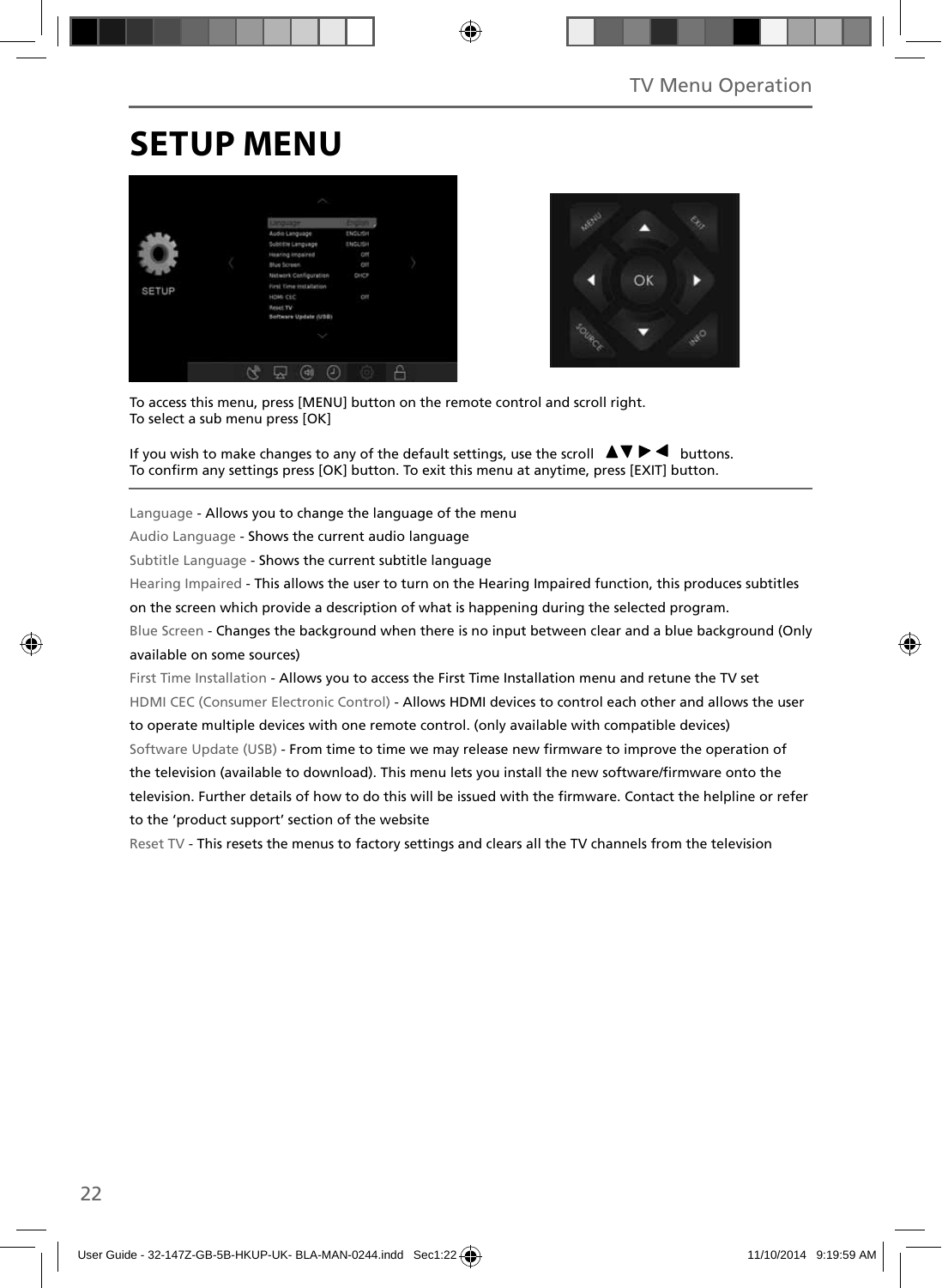# SETUP MENU

To access this menu, press [MENU] button on the remote control and scroll right.
To select a sub menu press [OK]

If you wish to make changes to any of the default settings, use the scroll ▲▼▶◀ buttons.
To confirm any settings press [OK] button. To exit this menu at anytime, press [EXIT] button.

Language - Allows you to change the language of the menu

Audio Language - Shows the current audio language

Subtitle Language - Shows the current subtitle language

Hearing Impaired - This allows the user to turn on the Hearing Impaired function, this produces subtitles on the screen which provide a description of what is happening during the selected program.

Blue Screen - Changes the background when there is no input between clear and a blue background (Only available on some sources)

First Time Installation - Allows you to access the First Time Installation menu and retune the TV set

HDMI CEC (Consumer Electronic Control) - Allows HDMI devices to control each other and allows the user to operate multiple devices with one remote control. (only available with compatible devices)

Software Update (USB) - From time to time we may release new firmware to improve the operation of the television (available to download). This menu lets you install the new software/firmware onto the television. Further details of how to do this will be issued with the firmware. Contact the helpline or refer to the 'product support' section of the website

Reset TV - This resets the menus to factory settings and clears all the TV channels from the television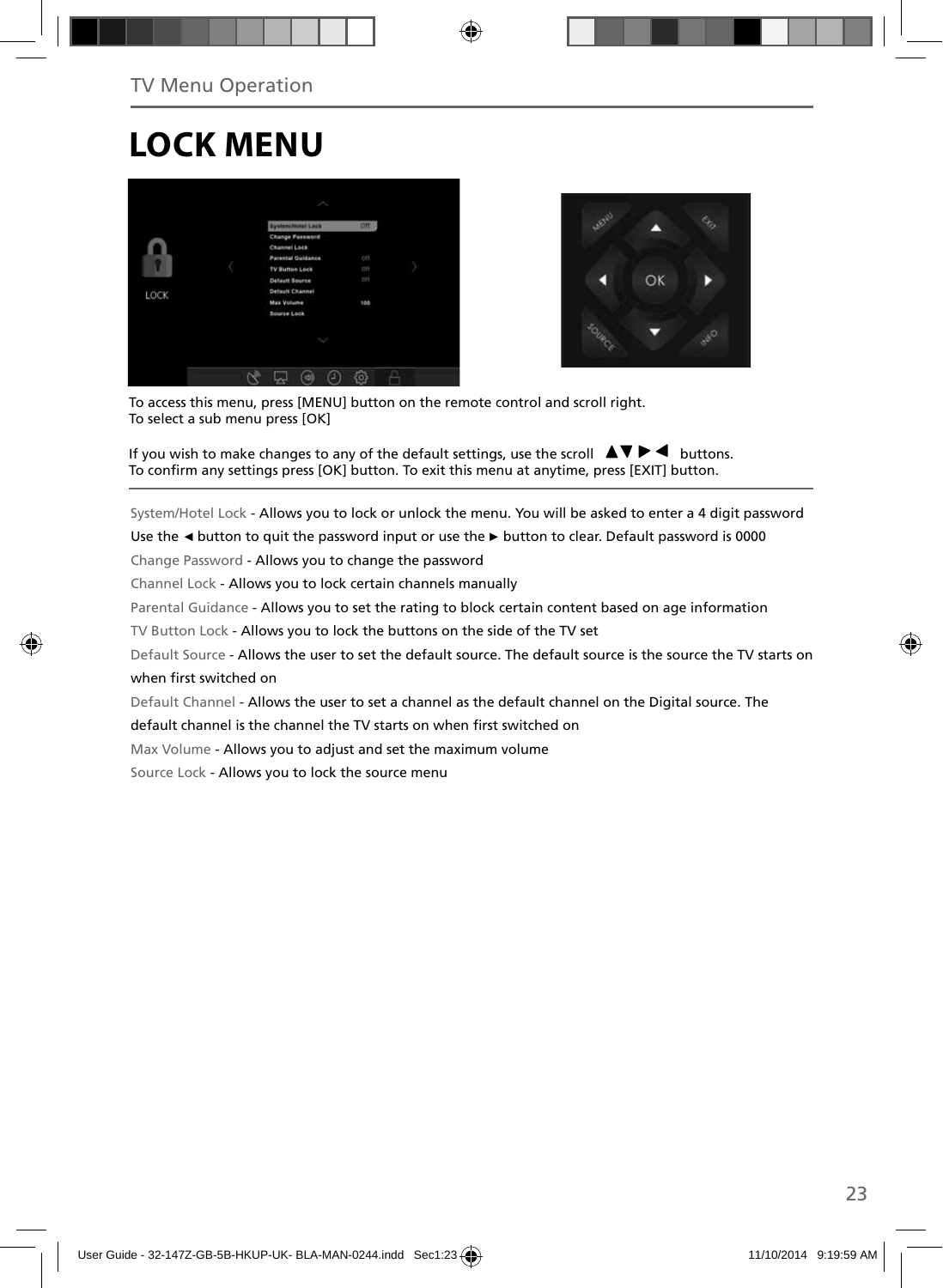TV Menu Operation

# LOCK MENU

To access this menu, press [MENU] button on the remote control and scroll right.
To select a sub menu press [OK]

If you wish to make changes to any of the default settings, use the scroll ▲▼ ▶ ◀ buttons.
To confirm any settings press [OK] button. To exit this menu at anytime, press [EXIT] button.

System/Hotel Lock - Allows you to lock or unlock the menu. You will be asked to enter a 4 digit password
Use the ◄ button to quit the password input or use the ► button to clear. Default password is 0000

Change Password - Allows you to change the password

Channel Lock - Allows you to lock certain channels manually

Parental Guidance - Allows you to set the rating to block certain content based on age information

TV Button Lock - Allows you to lock the buttons on the side of the TV set

Default Source - Allows the user to set the default source. The default source is the source the TV starts on when first switched on

Default Channel - Allows the user to set a channel as the default channel on the Digital source. The default channel is the channel the TV starts on when first switched on

Max Volume - Allows you to adjust and set the maximum volume

Source Lock - Allows you to lock the source menu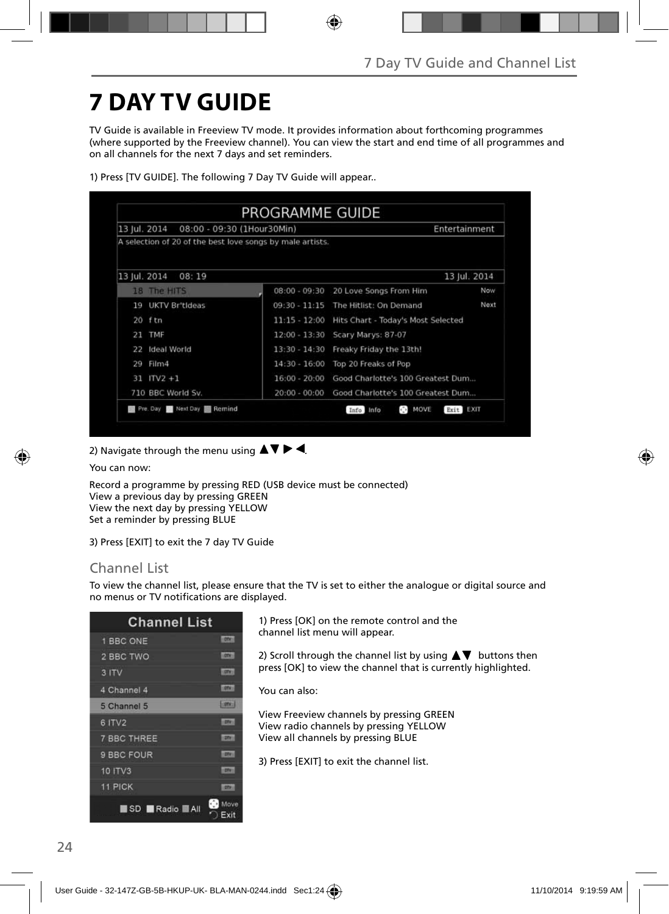# 7 DAY TV GUIDE

TV Guide is available in Freeview TV mode. It provides information about forthcoming programmes (where supported by the Freeview channel). You can view the start and end time of all programmes and on all channels for the next 7 days and set reminders.

1) Press [TV GUIDE]. The following 7 Day TV Guide will appear..

2) Navigate through the menu using ▲▼ ▶ ◀.

You can now:

Record a programme by pressing RED (USB device must be connected)
View a previous day by pressing GREEN
View the next day by pressing YELLOW
Set a reminder by pressing BLUE

3) Press [EXIT] to exit the 7 day TV Guide

## Channel List

To view the channel list, please ensure that the TV is set to either the analogue or digital source and no menus or TV notifications are displayed.

1) Press [OK] on the remote control and the channel list menu will appear.

2) Scroll through the channel list by using ▲▼ buttons then press [OK] to view the channel that is currently highlighted.

You can also:

View Freeview channels by pressing GREEN
View radio channels by pressing YELLOW
View all channels by pressing BLUE

3) Press [EXIT] to exit the channel list.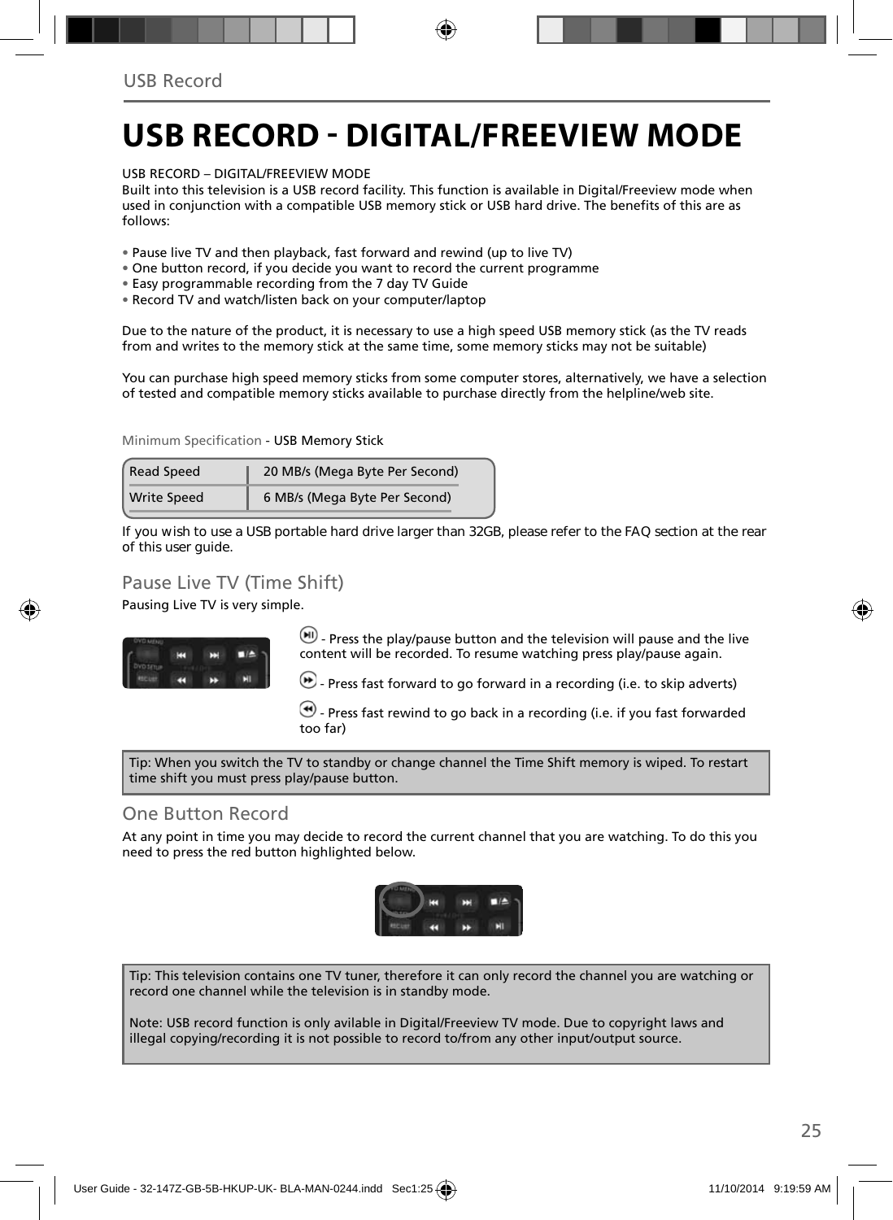# USB RECORD - DIGITAL/FREEVIEW MODE

USB RECORD – DIGITAL/FREEVIEW MODE
Built into this television is a USB record facility. This function is available in Digital/Freeview mode when used in conjunction with a compatible USB memory stick or USB hard drive. The benefits of this are as follows:

- Pause live TV and then playback, fast forward and rewind (up to live TV)
- One button record, if you decide you want to record the current programme
- Easy programmable recording from the 7 day TV Guide
- Record TV and watch/listen back on your computer/laptop

Due to the nature of the product, it is necessary to use a high speed USB memory stick (as the TV reads from and writes to the memory stick at the same time, some memory sticks may not be suitable)

You can purchase high speed memory sticks from some computer stores, alternatively, we have a selection of tested and compatible memory sticks available to purchase directly from the helpline/web site.

Minimum Specification - USB Memory Stick

| Read Speed | 20 MB/s (Mega Byte Per Second) |
|---|---|
| Write Speed | 6 MB/s (Mega Byte Per Second) |

If you wish to use a USB portable hard drive larger than 32GB, please refer to the FAQ section at the rear of this user guide.

## Pause Live TV (Time Shift)

Pausing Live TV is very simple.

- Press the play/pause button and the television will pause and the live content will be recorded. To resume watching press play/pause again.

- Press fast forward to go forward in a recording (i.e. to skip adverts)

- Press fast rewind to go back in a recording (i.e. if you fast forwarded too far)

Tip: When you switch the TV to standby or change channel the Time Shift memory is wiped. To restart time shift you must press play/pause button.

## One Button Record

At any point in time you may decide to record the current channel that you are watching. To do this you need to press the red button highlighted below.

Tip: This television contains one TV tuner, therefore it can only record the channel you are watching or record one channel while the television is in standby mode.

Note: USB record function is only avilable in Digital/Freeview TV mode. Due to copyright laws and illegal copying/recording it is not possible to record to/from any other input/output source.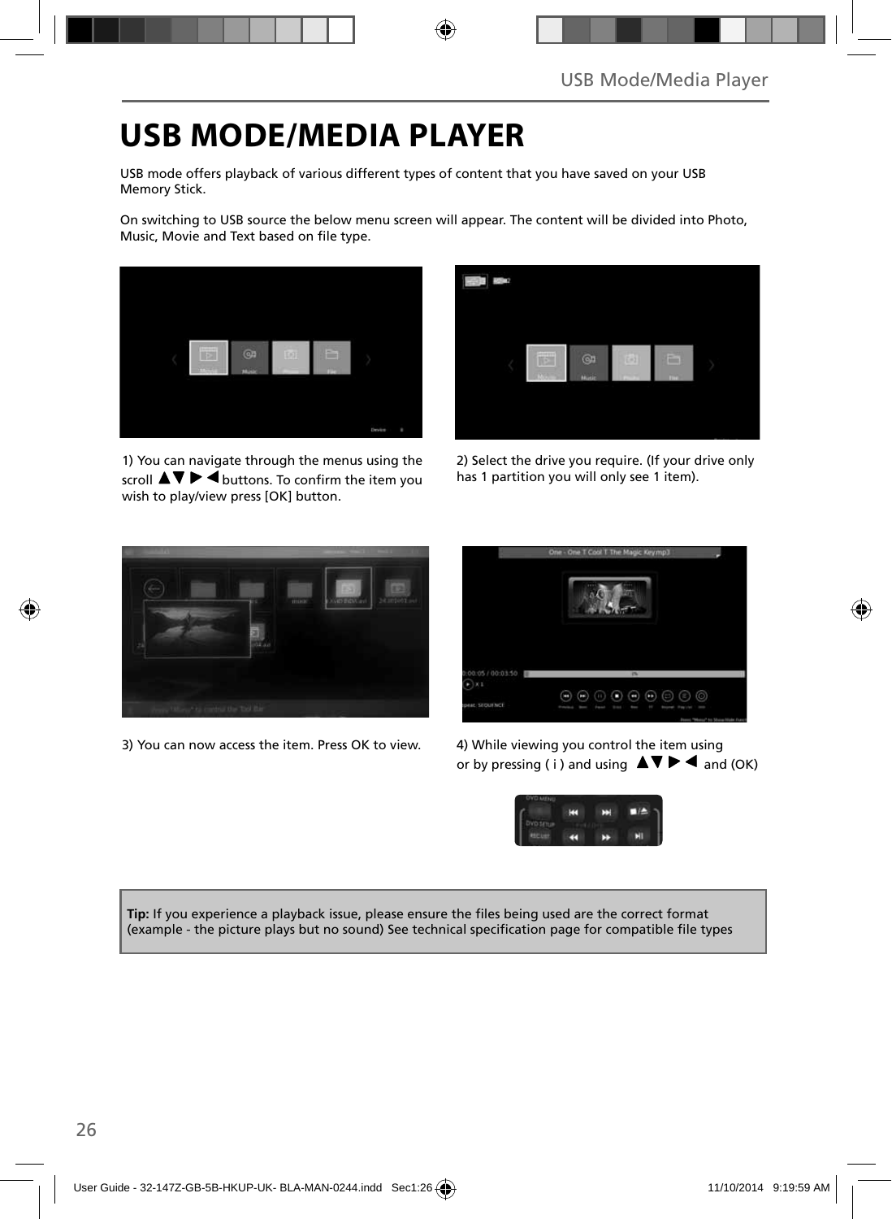# USB MODE/MEDIA PLAYER

USB mode offers playback of various different types of content that you have saved on your USB Memory Stick.

On switching to USB source the below menu screen will appear. The content will be divided into Photo, Music, Movie and Text based on file type.

1) You can navigate through the menus using the scroll ▲▼ ▶ ◀ buttons. To confirm the item you wish to play/view press [OK] button.

2) Select the drive you require. (If your drive only has 1 partition you will only see 1 item).

3) You can now access the item. Press OK to view.

4) While viewing you control the item using or by pressing ( i ) and using ▲▼ ▶ ◀ and (OK)

**Tip:** If you experience a playback issue, please ensure the files being used are the correct format (example - the picture plays but no sound) See technical specification page for compatible file types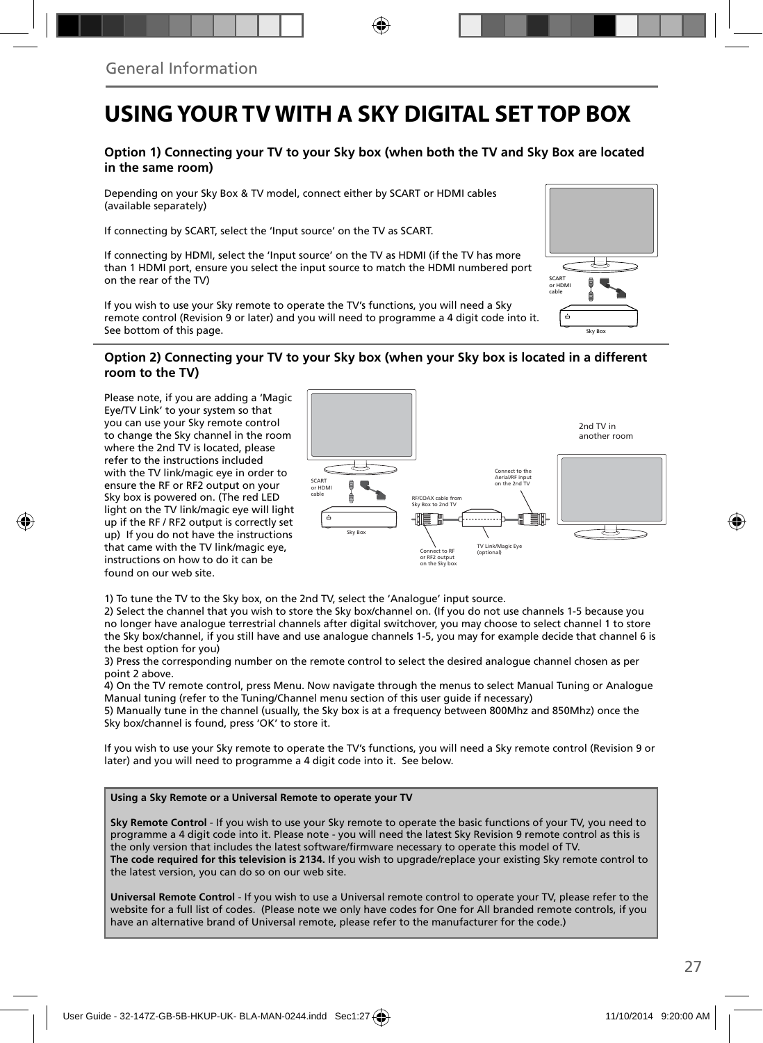General Information

# USING YOUR TV WITH A SKY DIGITAL SET TOP BOX

### Option 1) Connecting your TV to your Sky box (when both the TV and Sky Box are located in the same room)

Depending on your Sky Box & TV model, connect either by SCART or HDMI cables (available separately)

If connecting by SCART, select the 'Input source' on the TV as SCART.

If connecting by HDMI, select the 'Input source' on the TV as HDMI (if the TV has more than 1 HDMI port, ensure you select the input source to match the HDMI numbered port on the rear of the TV)

If you wish to use your Sky remote to operate the TV's functions, you will need a Sky remote control (Revision 9 or later) and you will need to programme a 4 digit code into it. See bottom of this page.

SCART or HDMI cable

Sky Box

### Option 2) Connecting your TV to your Sky box (when your Sky box is located in a different room to the TV)

Please note, if you are adding a 'Magic Eye/TV Link' to your system so that you can use your Sky remote control to change the Sky channel in the room where the 2nd TV is located, please refer to the instructions included with the TV link/magic eye in order to ensure the RF or RF2 output on your Sky box is powered on. (The red LED light on the TV link/magic eye will light up if the RF / RF2 output is correctly set up) If you do not have the instructions that came with the TV link/magic eye, instructions on how to do it can be found on our web site.

2nd TV in another room

SCART or HDMI cable

Sky Box

RF/COAX cable from Sky Box to 2nd TV

Connect to the Aerial/RF input on the 2nd TV

Connect to RF or RF2 output on the Sky box

TV Link/Magic Eye (optional)

1) To tune the TV to the Sky box, on the 2nd TV, select the 'Analogue' input source.
2) Select the channel that you wish to store the Sky box/channel on. (If you do not use channels 1-5 because you no longer have analogue terrestrial channels after digital switchover, you may choose to select channel 1 to store the Sky box/channel, if you still have and use analogue channels 1-5, you may for example decide that channel 6 is the best option for you)
3) Press the corresponding number on the remote control to select the desired analogue channel chosen as per point 2 above.
4) On the TV remote control, press Menu. Now navigate through the menus to select Manual Tuning or Analogue Manual tuning (refer to the Tuning/Channel menu section of this user guide if necessary)
5) Manually tune in the channel (usually, the Sky box is at a frequency between 800Mhz and 850Mhz) once the Sky box/channel is found, press 'OK' to store it.

If you wish to use your Sky remote to operate the TV's functions, you will need a Sky remote control (Revision 9 or later) and you will need to programme a 4 digit code into it. See below.

**Using a Sky Remote or a Universal Remote to operate your TV**

**Sky Remote Control** - If you wish to use your Sky remote to operate the basic functions of your TV, you need to programme a 4 digit code into it. Please note - you will need the latest Sky Revision 9 remote control as this is the only version that includes the latest software/firmware necessary to operate this model of TV.
**The code required for this television is 2134.** If you wish to upgrade/replace your existing Sky remote control to the latest version, you can do so on our web site.

**Universal Remote Control** - If you wish to use a Universal remote control to operate your TV, please refer to the website for a full list of codes. (Please note we only have codes for One for All branded remote controls, if you have an alternative brand of Universal remote, please refer to the manufacturer for the code.)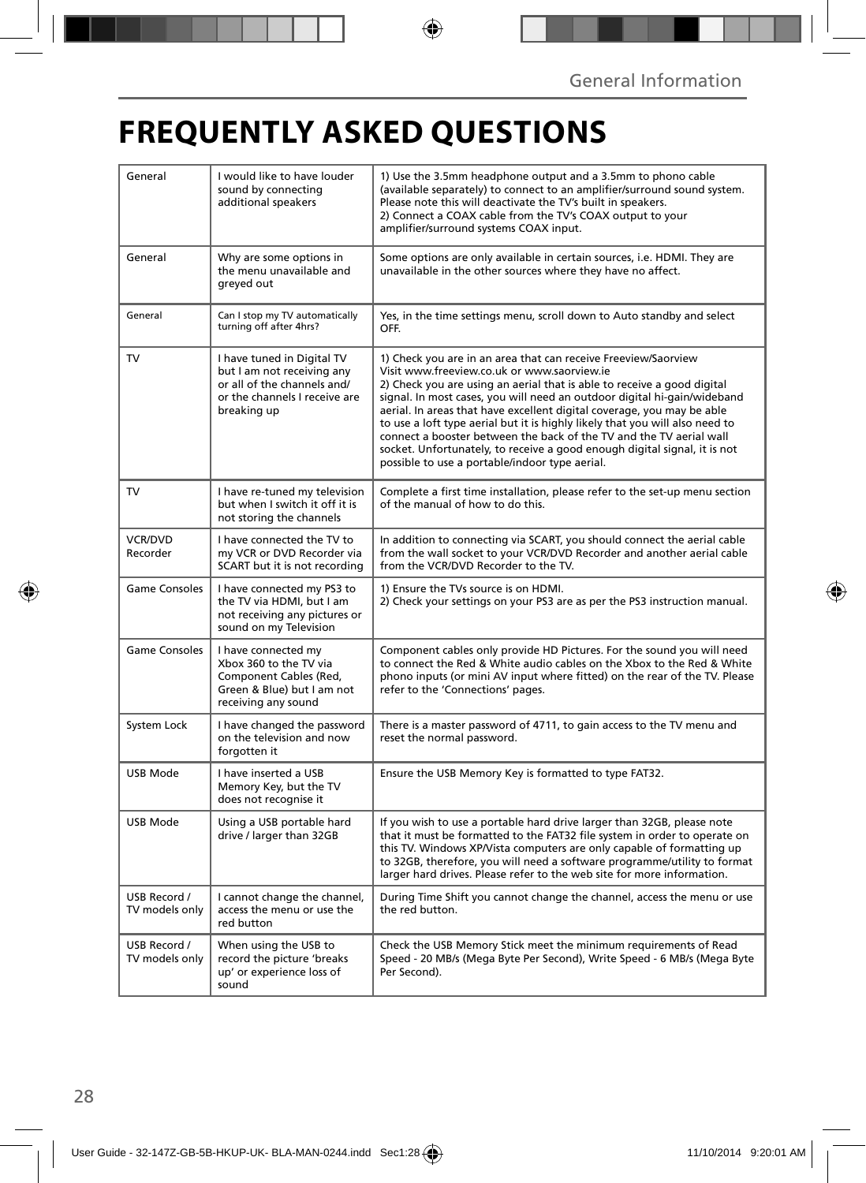# FREQUENTLY ASKED QUESTIONS

| | | |
|---|---|---|
| General | I would like to have louder sound by connecting additional speakers | 1) Use the 3.5mm headphone output and a 3.5mm to phono cable (available separately) to connect to an amplifier/surround sound system. Please note this will deactivate the TV's built in speakers.<br>2) Connect a COAX cable from the TV's COAX output to your amplifier/surround systems COAX input. |
| General | Why are some options in the menu unavailable and greyed out | Some options are only available in certain sources, i.e. HDMI. They are unavailable in the other sources where they have no affect. |
| General | Can I stop my TV automatically turning off after 4hrs? | Yes, in the time settings menu, scroll down to Auto standby and select OFF. |
| TV | I have tuned in Digital TV but I am not receiving any or all of the channels and/ or the channels I receive are breaking up | 1) Check you are in an area that can receive Freeview/Saorview Visit www.freeview.co.uk or www.saorview.ie<br>2) Check you are using an aerial that is able to receive a good digital signal. In most cases, you will need an outdoor digital hi-gain/wideband aerial. In areas that have excellent digital coverage, you may be able to use a loft type aerial but it is highly likely that you will also need to connect a booster between the back of the TV and the TV aerial wall socket. Unfortunately, to receive a good enough digital signal, it is not possible to use a portable/indoor type aerial. |
| TV | I have re-tuned my television but when I switch it off it is not storing the channels | Complete a first time installation, please refer to the set-up menu section of the manual of how to do this. |
| VCR/DVD Recorder | I have connected the TV to my VCR or DVD Recorder via SCART but it is not recording | In addition to connecting via SCART, you should connect the aerial cable from the wall socket to your VCR/DVD Recorder and another aerial cable from the VCR/DVD Recorder to the TV. |
| Game Consoles | I have connected my PS3 to the TV via HDMI, but I am not receiving any pictures or sound on my Television | 1) Ensure the TVs source is on HDMI.<br>2) Check your settings on your PS3 are as per the PS3 instruction manual. |
| Game Consoles | I have connected my Xbox 360 to the TV via Component Cables (Red, Green & Blue) but I am not receiving any sound | Component cables only provide HD Pictures. For the sound you will need to connect the Red & White audio cables on the Xbox to the Red & White phono inputs (or mini AV input where fitted) on the rear of the TV. Please refer to the 'Connections' pages. |
| System Lock | I have changed the password on the television and now forgotten it | There is a master password of 4711, to gain access to the TV menu and reset the normal password. |
| USB Mode | I have inserted a USB Memory Key, but the TV does not recognise it | Ensure the USB Memory Key is formatted to type FAT32. |
| USB Mode | Using a USB portable hard drive / larger than 32GB | If you wish to use a portable hard drive larger than 32GB, please note that it must be formatted to the FAT32 file system in order to operate on this TV. Windows XP/Vista computers are only capable of formatting up to 32GB, therefore, you will need a software programme/utility to format larger hard drives. Please refer to the web site for more information. |
| USB Record / TV models only | I cannot change the channel, access the menu or use the red button | During Time Shift you cannot change the channel, access the menu or use the red button. |
| USB Record / TV models only | When using the USB to record the picture 'breaks up' or experience loss of sound | Check the USB Memory Stick meet the minimum requirements of Read Speed - 20 MB/s (Mega Byte Per Second), Write Speed - 6 MB/s (Mega Byte Per Second). |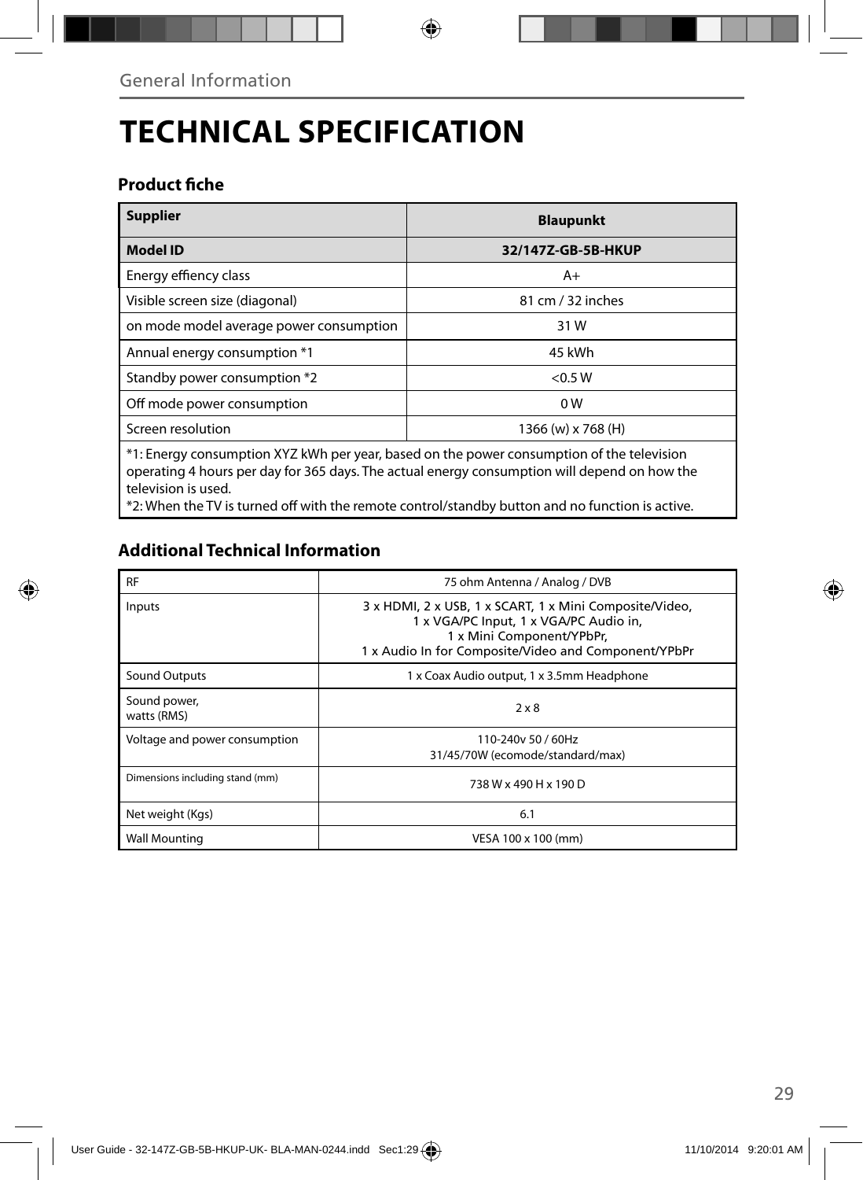General Information

# TECHNICAL SPECIFICATION

### Product fiche

| **Supplier** | **Blaupunkt** |
|---|---|
| **Model ID** | **32/147Z-GB-5B-HKUP** |
| Energy effiency class | A+ |
| Visible screen size (diagonal) | 81 cm / 32 inches |
| on mode model average power consumption | 31 W |
| Annual energy consumption *1 | 45 kWh |
| Standby power consumption *2 | <0.5 W |
| Off mode power consumption | 0 W |
| Screen resolution | 1366 (w) x 768 (H) |

*1: Energy consumption XYZ kWh per year, based on the power consumption of the television operating 4 hours per day for 365 days. The actual energy consumption will depend on how the television is used.
*2: When the TV is turned off with the remote control/standby button and no function is active.

### Additional Technical Information

| RF | 75 ohm Antenna / Analog / DVB |
|---|---|
| Inputs | 3 x HDMI, 2 x USB, 1 x SCART, 1 x Mini Composite/Video, 1 x VGA/PC Input, 1 x VGA/PC Audio in, 1 x Mini Component/YPbPr, 1 x Audio In for Composite/Video and Component/YPbPr |
| Sound Outputs | 1 x Coax Audio output, 1 x 3.5mm Headphone |
| Sound power, watts (RMS) | 2 x 8 |
| Voltage and power consumption | 110-240v 50 / 60Hz 31/45/70W (ecomode/standard/max) |
| Dimensions including stand (mm) | 738 W x 490 H x 190 D |
| Net weight (Kgs) | 6.1 |
| Wall Mounting | VESA 100 x 100 (mm) |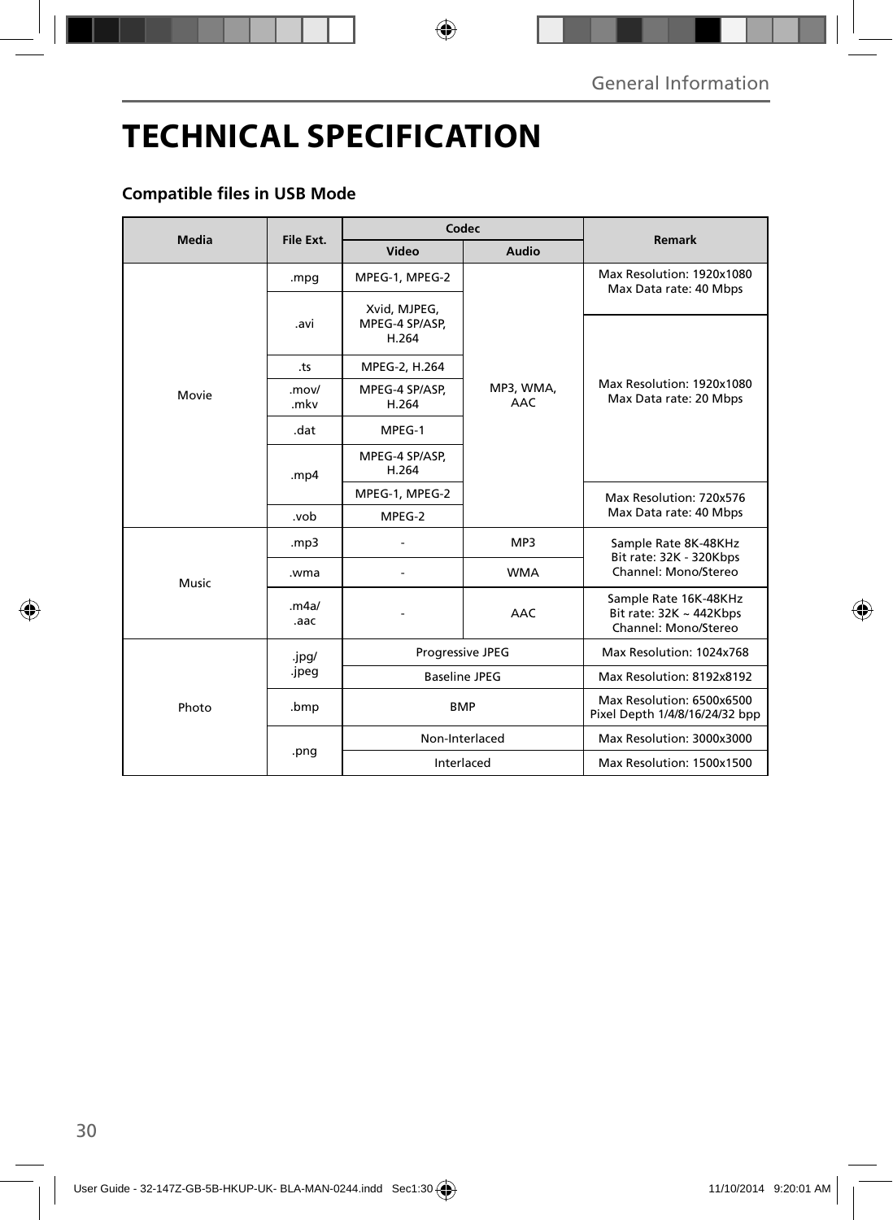# TECHNICAL SPECIFICATION

### Compatible files in USB Mode

| Media | File Ext. | Codec | | Remark |
|---|---|---|---|---|
| | | Video | Audio | |
| Movie | .mpg | MPEG-1, MPEG-2 | MP3, WMA, AAC | Max Resolution: 1920x1080 Max Data rate: 40 Mbps |
| | .avi | Xvid, MJPEG, MPEG-4 SP/ASP, H.264 | | Max Resolution: 1920x1080 Max Data rate: 20 Mbps |
| | .ts | MPEG-2, H.264 | | |
| | .mov/ .mkv | MPEG-4 SP/ASP, H.264 | | |
| | .dat | MPEG-1 | | |
| | .mp4 | MPEG-4 SP/ASP, H.264 | | |
| | | MPEG-1, MPEG-2 | | Max Resolution: 720x576 Max Data rate: 40 Mbps |
| | .vob | MPEG-2 | | |
| Music | .mp3 | - | MP3 | Sample Rate 8K-48KHz Bit rate: 32K - 320Kbps Channel: Mono/Stereo |
| | .wma | - | WMA | |
| | .m4a/ .aac | - | AAC | Sample Rate 16K-48KHz Bit rate: 32K ~ 442Kbps Channel: Mono/Stereo |
| Photo | .jpg/ .jpeg | Progressive JPEG | | Max Resolution: 1024x768 |
| | | Baseline JPEG | | Max Resolution: 8192x8192 |
| | .bmp | BMP | | Max Resolution: 6500x6500 Pixel Depth 1/4/8/16/24/32 bpp |
| | .png | Non-Interlaced | | Max Resolution: 3000x3000 |
| | | Interlaced | | Max Resolution: 1500x1500 |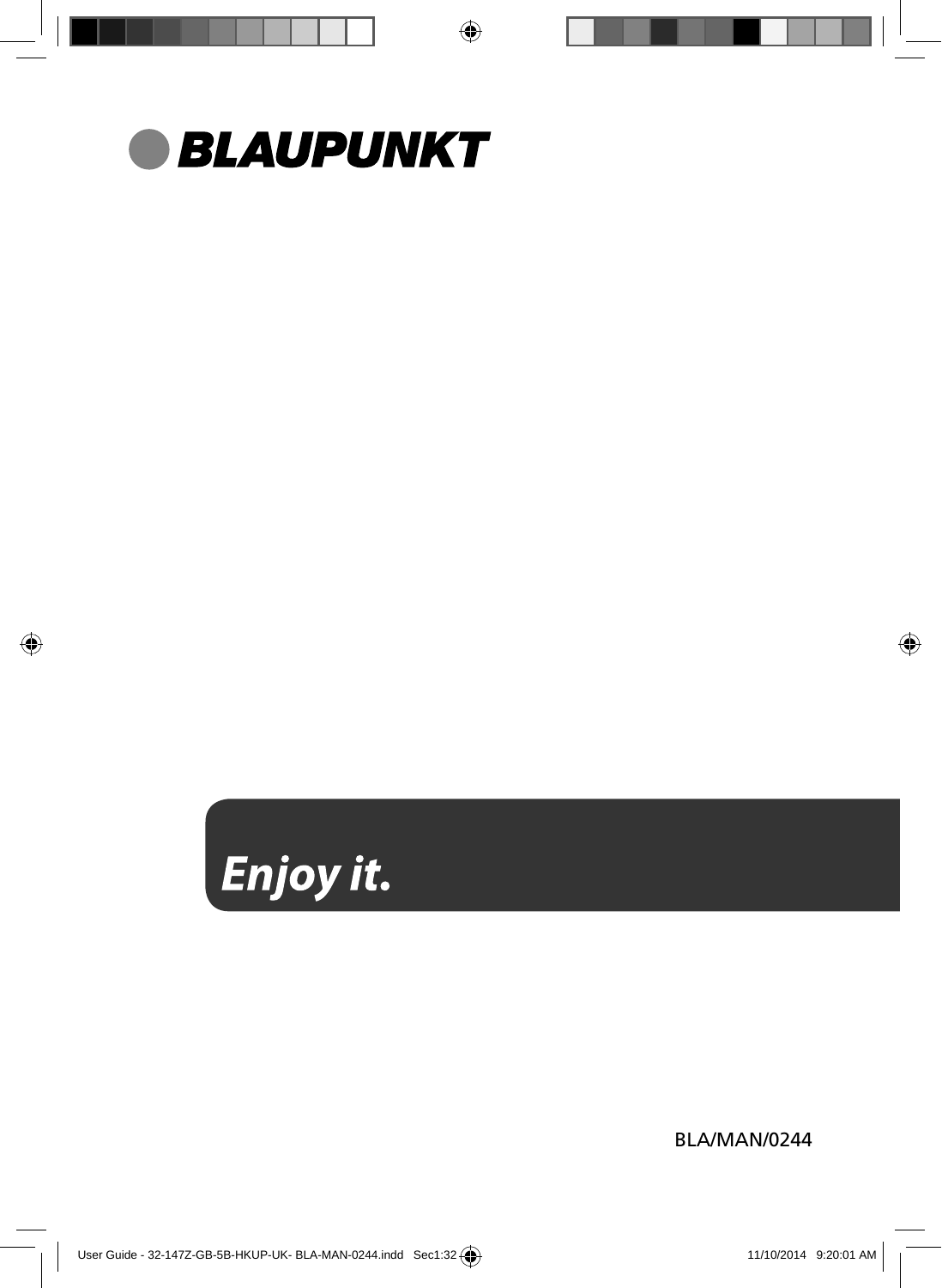BLAUPUNKT

Enjoy it.

BLA/MAN/0244